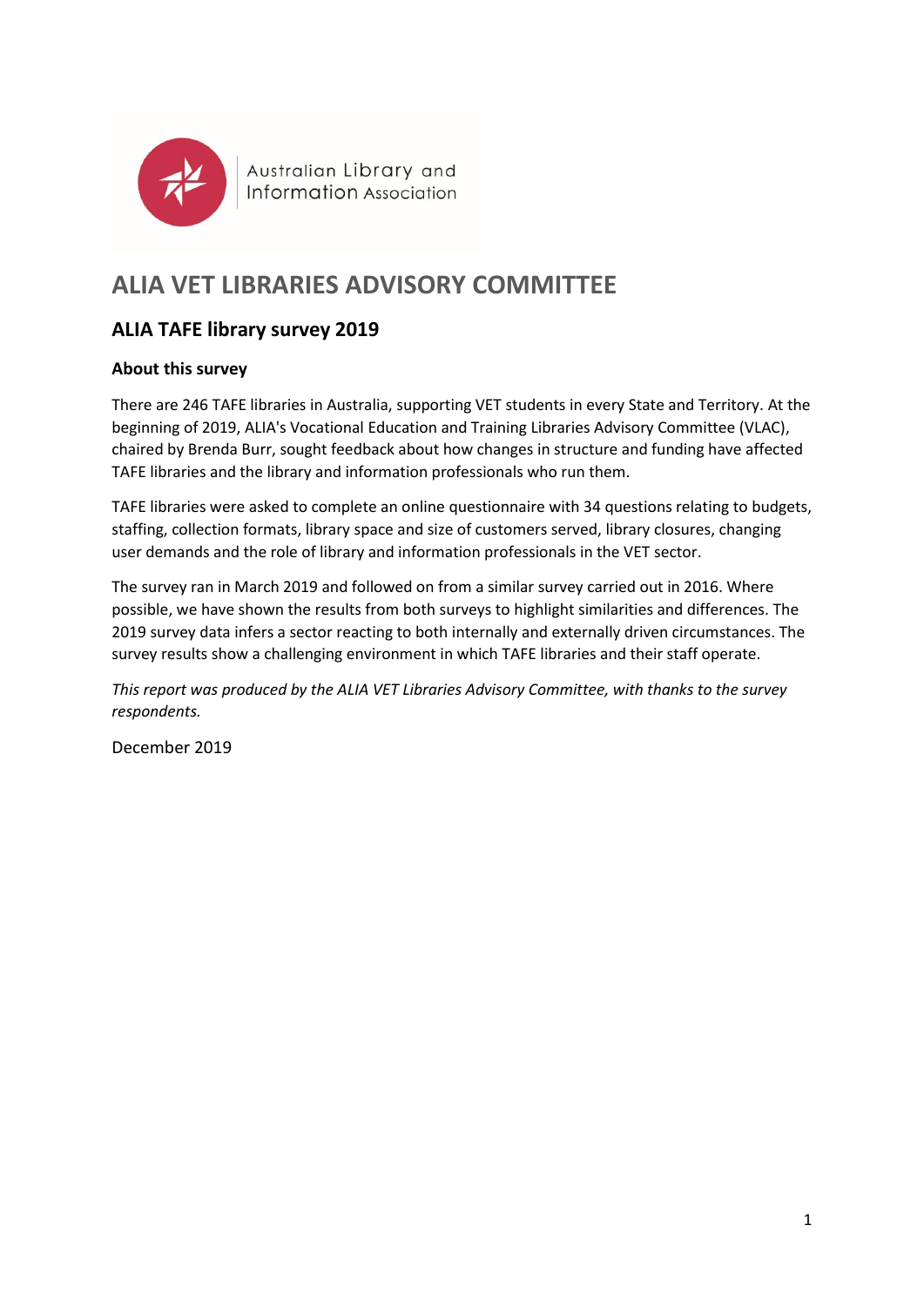Australian Library and Information Association

# ALIA VET LIBRARIES ADVISORY COMMITTEE

## ALIA TAFE library survey 2019

### About this survey

There are 246 TAFE libraries in Australia, supporting VET students in every State and Territory. At the beginning of 2019, ALIA's Vocational Education and Training Libraries Advisory Committee (VLAC), chaired by Brenda Burr, sought feedback about how changes in structure and funding have affected TAFE libraries and the library and information professionals who run them.

TAFE libraries were asked to complete an online questionnaire with 34 questions relating to budgets, staffing, collection formats, library space and size of customers served, library closures, changing user demands and the role of library and information professionals in the VET sector.

The survey ran in March 2019 and followed on from a similar survey carried out in 2016. Where possible, we have shown the results from both surveys to highlight similarities and differences. The 2019 survey data infers a sector reacting to both internally and externally driven circumstances. The survey results show a challenging environment in which TAFE libraries and their staff operate.

*This report was produced by the ALIA VET Libraries Advisory Committee, with thanks to the survey respondents.*

December 2019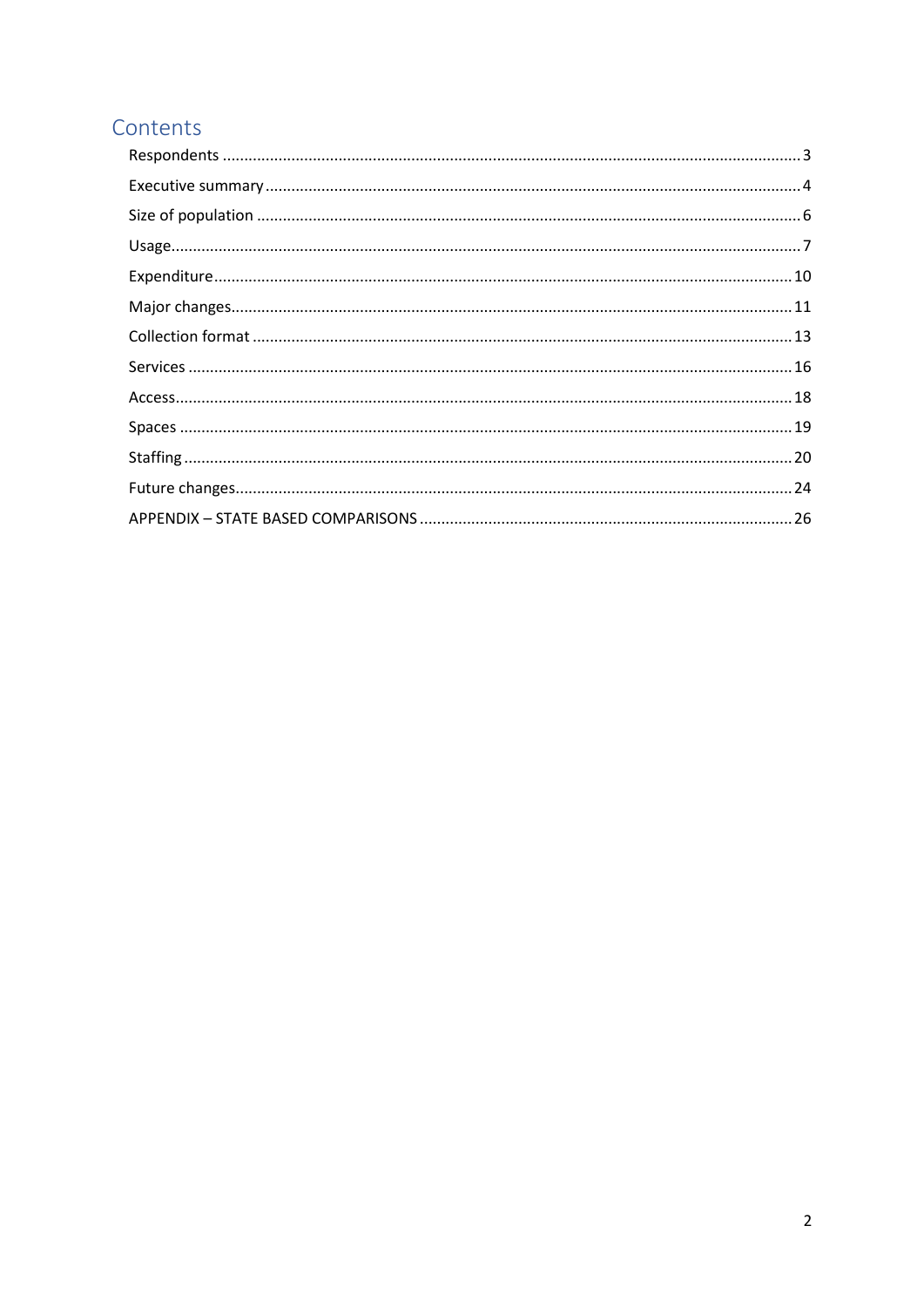# Contents

- Respondents ........ 3
- Executive summary ........ 4
- Size of population ........ 6
- Usage ........ 7
- Expenditure ........ 10
- Major changes ........ 11
- Collection format ........ 13
- Services ........ 16
- Access ........ 18
- Spaces ........ 19
- Staffing ........ 20
- Future changes ........ 24
- APPENDIX – STATE BASED COMPARISONS ........ 26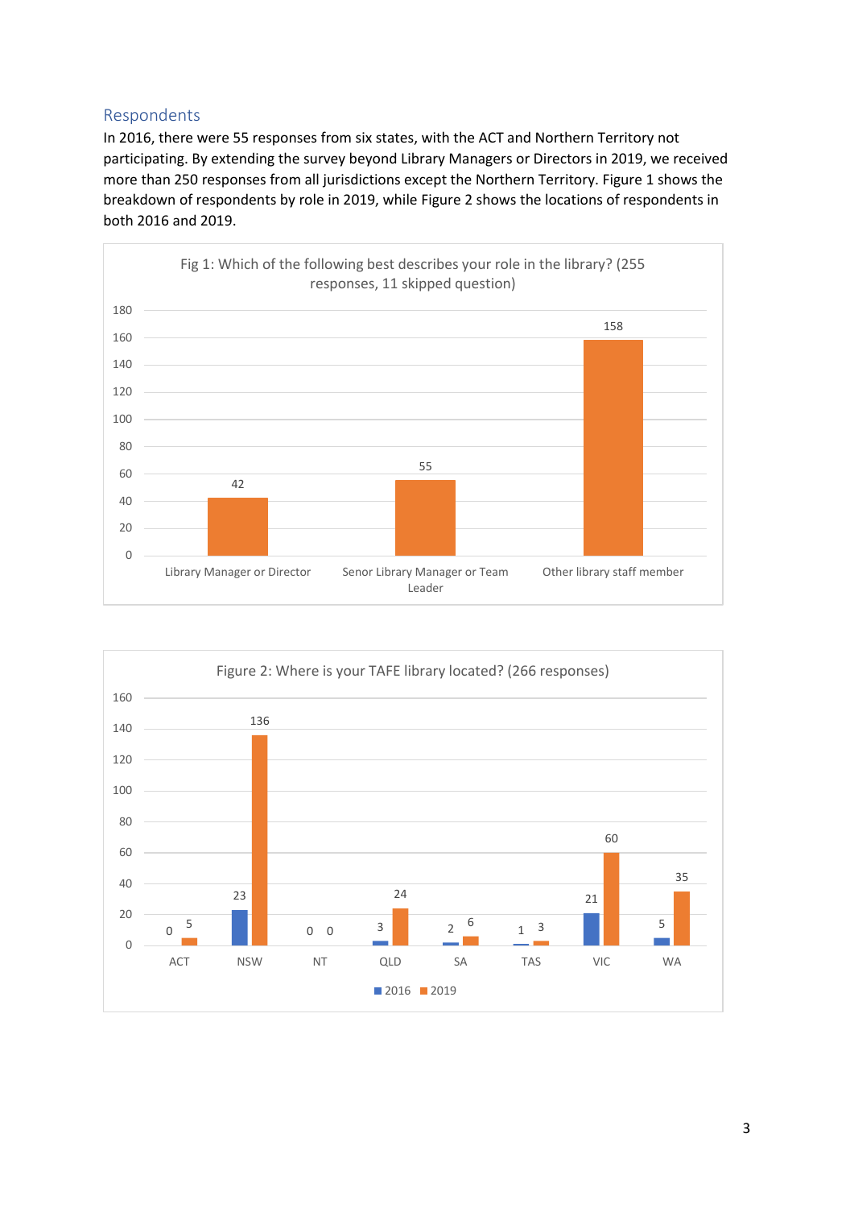## Respondents

In 2016, there were 55 responses from six states, with the ACT and Northern Territory not participating. By extending the survey beyond Library Managers or Directors in 2019, we received more than 250 responses from all jurisdictions except the Northern Territory. Figure 1 shows the breakdown of respondents by role in 2019, while Figure 2 shows the locations of respondents in both 2016 and 2019.

Fig 1: Which of the following best describes your role in the library? (255 responses, 11 skipped question)

| Role | Responses |
|---|---|
| Library Manager or Director | 42 |
| Senor Library Manager or Team Leader | 55 |
| Other library staff member | 158 |

Figure 2: Where is your TAFE library located? (266 responses)

| Location | 2016 | 2019 |
|---|---|---|
| ACT | 0 | 5 |
| NSW | 23 | 136 |
| NT | 0 | 0 |
| QLD | 3 | 24 |
| SA | 2 | 6 |
| TAS | 1 | 3 |
| VIC | 21 | 60 |
| WA | 5 | 35 |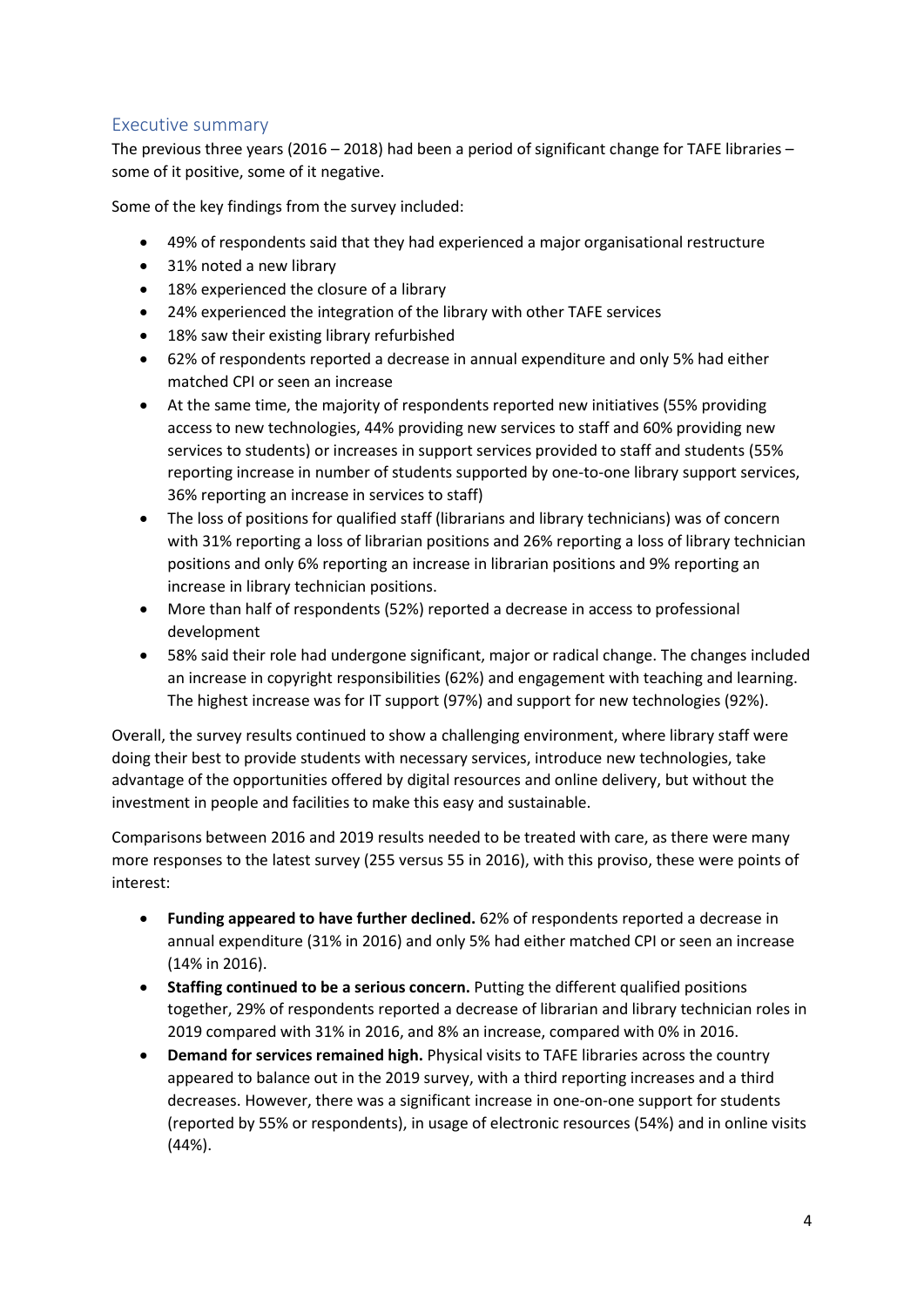## Executive summary

The previous three years (2016 – 2018) had been a period of significant change for TAFE libraries – some of it positive, some of it negative.

Some of the key findings from the survey included:

- 49% of respondents said that they had experienced a major organisational restructure
- 31% noted a new library
- 18% experienced the closure of a library
- 24% experienced the integration of the library with other TAFE services
- 18% saw their existing library refurbished
- 62% of respondents reported a decrease in annual expenditure and only 5% had either matched CPI or seen an increase
- At the same time, the majority of respondents reported new initiatives (55% providing access to new technologies, 44% providing new services to staff and 60% providing new services to students) or increases in support services provided to staff and students (55% reporting increase in number of students supported by one-to-one library support services, 36% reporting an increase in services to staff)
- The loss of positions for qualified staff (librarians and library technicians) was of concern with 31% reporting a loss of librarian positions and 26% reporting a loss of library technician positions and only 6% reporting an increase in librarian positions and 9% reporting an increase in library technician positions.
- More than half of respondents (52%) reported a decrease in access to professional development
- 58% said their role had undergone significant, major or radical change. The changes included an increase in copyright responsibilities (62%) and engagement with teaching and learning. The highest increase was for IT support (97%) and support for new technologies (92%).

Overall, the survey results continued to show a challenging environment, where library staff were doing their best to provide students with necessary services, introduce new technologies, take advantage of the opportunities offered by digital resources and online delivery, but without the investment in people and facilities to make this easy and sustainable.

Comparisons between 2016 and 2019 results needed to be treated with care, as there were many more responses to the latest survey (255 versus 55 in 2016), with this proviso, these were points of interest:

- **Funding appeared to have further declined.** 62% of respondents reported a decrease in annual expenditure (31% in 2016) and only 5% had either matched CPI or seen an increase (14% in 2016).
- **Staffing continued to be a serious concern.** Putting the different qualified positions together, 29% of respondents reported a decrease of librarian and library technician roles in 2019 compared with 31% in 2016, and 8% an increase, compared with 0% in 2016.
- **Demand for services remained high.** Physical visits to TAFE libraries across the country appeared to balance out in the 2019 survey, with a third reporting increases and a third decreases. However, there was a significant increase in one-on-one support for students (reported by 55% or respondents), in usage of electronic resources (54%) and in online visits (44%).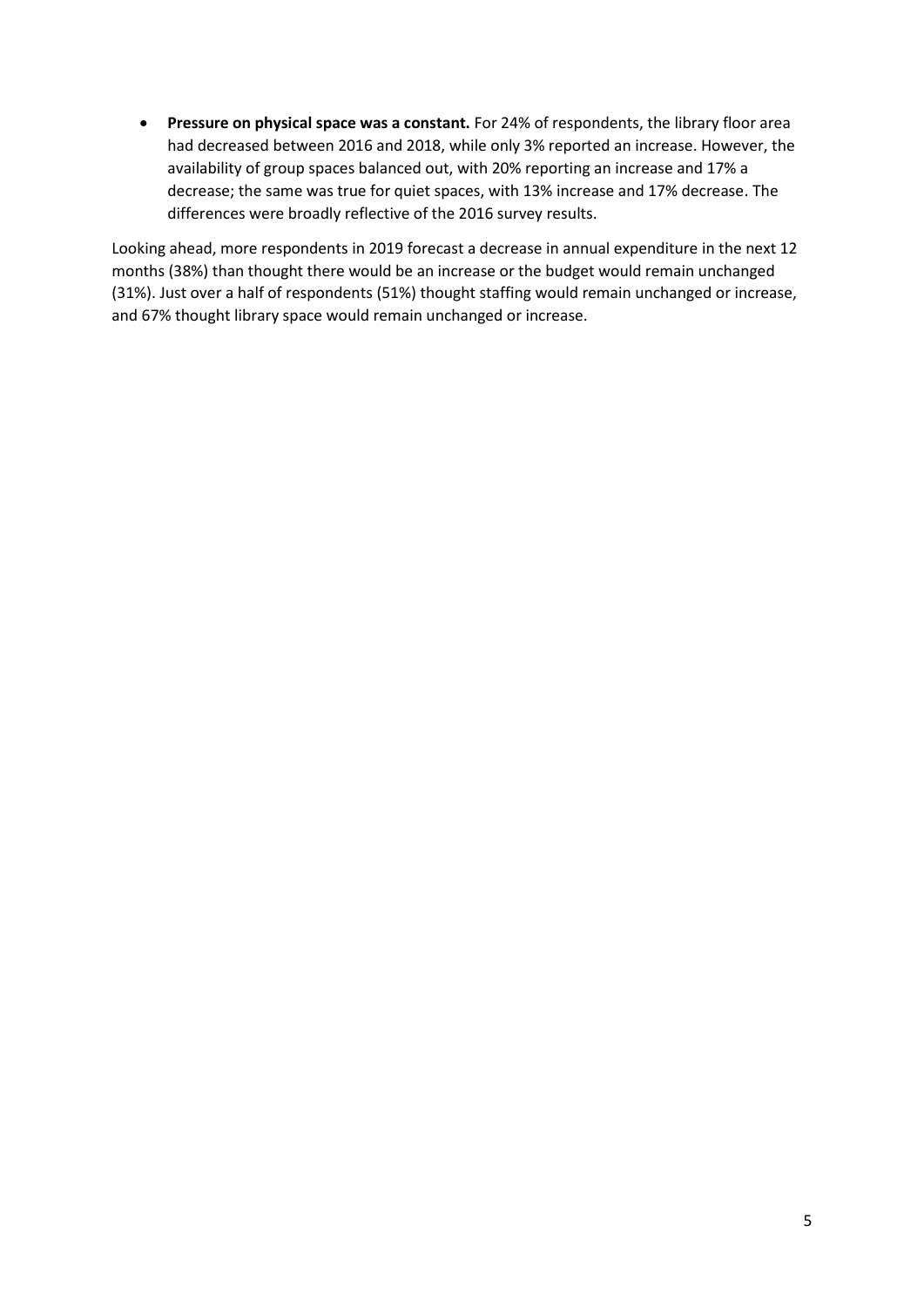- **Pressure on physical space was a constant.** For 24% of respondents, the library floor area had decreased between 2016 and 2018, while only 3% reported an increase. However, the availability of group spaces balanced out, with 20% reporting an increase and 17% a decrease; the same was true for quiet spaces, with 13% increase and 17% decrease. The differences were broadly reflective of the 2016 survey results.

Looking ahead, more respondents in 2019 forecast a decrease in annual expenditure in the next 12 months (38%) than thought there would be an increase or the budget would remain unchanged (31%). Just over a half of respondents (51%) thought staffing would remain unchanged or increase, and 67% thought library space would remain unchanged or increase.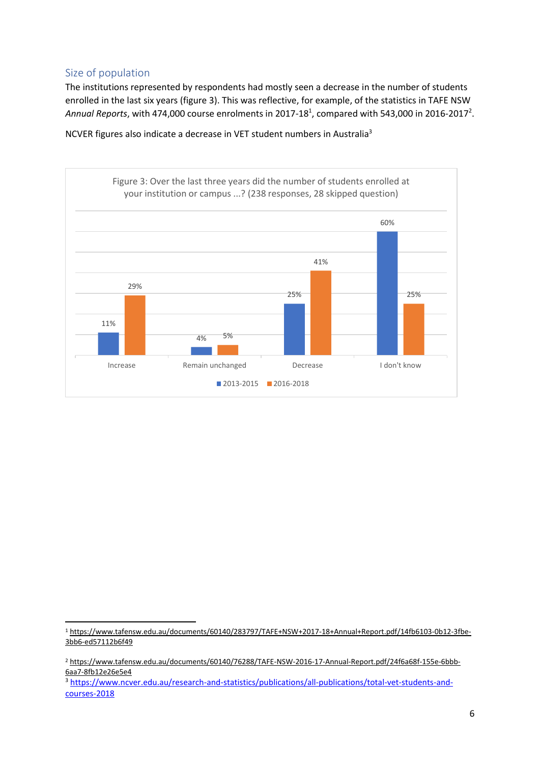## Size of population

The institutions represented by respondents had mostly seen a decrease in the number of students enrolled in the last six years (figure 3). This was reflective, for example, of the statistics in TAFE NSW *Annual Reports*, with 474,000 course enrolments in 2017-18[1], compared with 543,000 in 2016-2017[2].

NCVER figures also indicate a decrease in VET student numbers in Australia[3]

Figure 3: Over the last three years did the number of students enrolled at your institution or campus ...? (238 responses, 28 skipped question)

| | 2013-2015 | 2016-2018 |
|---|---|---|
| Increase | 11% | 29% |
| Remain unchanged | 4% | 5% |
| Decrease | 25% | 41% |
| I don't know | 60% | 25% |

[1] https://www.tafensw.edu.au/documents/60140/283797/TAFE+NSW+2017-18+Annual+Report.pdf/14fb6103-0b12-3fbe-3bb6-ed57112b6f49

[2] https://www.tafensw.edu.au/documents/60140/76288/TAFE-NSW-2016-17-Annual-Report.pdf/24f6a68f-155e-6bbb-6aa7-8fb12e26e5e4

[3] https://www.ncver.edu.au/research-and-statistics/publications/all-publications/total-vet-students-and-courses-2018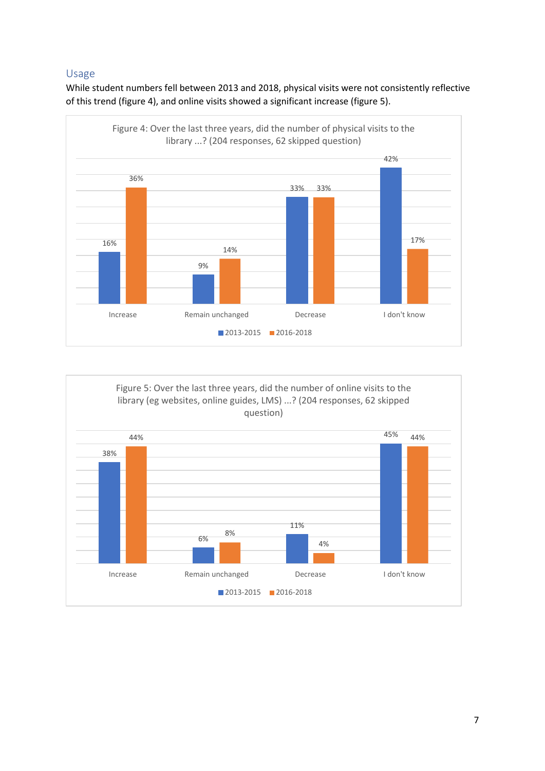## Usage

While student numbers fell between 2013 and 2018, physical visits were not consistently reflective of this trend (figure 4), and online visits showed a significant increase (figure 5).

Figure 4: Over the last three years, did the number of physical visits to the library ...? (204 responses, 62 skipped question)

| | 2013-2015 | 2016-2018 |
|---|---|---|
| Increase | 16% | 36% |
| Remain unchanged | 9% | 14% |
| Decrease | 33% | 33% |
| I don't know | 42% | 17% |

Figure 5: Over the last three years, did the number of online visits to the library (eg websites, online guides, LMS) ...? (204 responses, 62 skipped question)

| | 2013-2015 | 2016-2018 |
|---|---|---|
| Increase | 38% | 44% |
| Remain unchanged | 6% | 8% |
| Decrease | 11% | 4% |
| I don't know | 45% | 44% |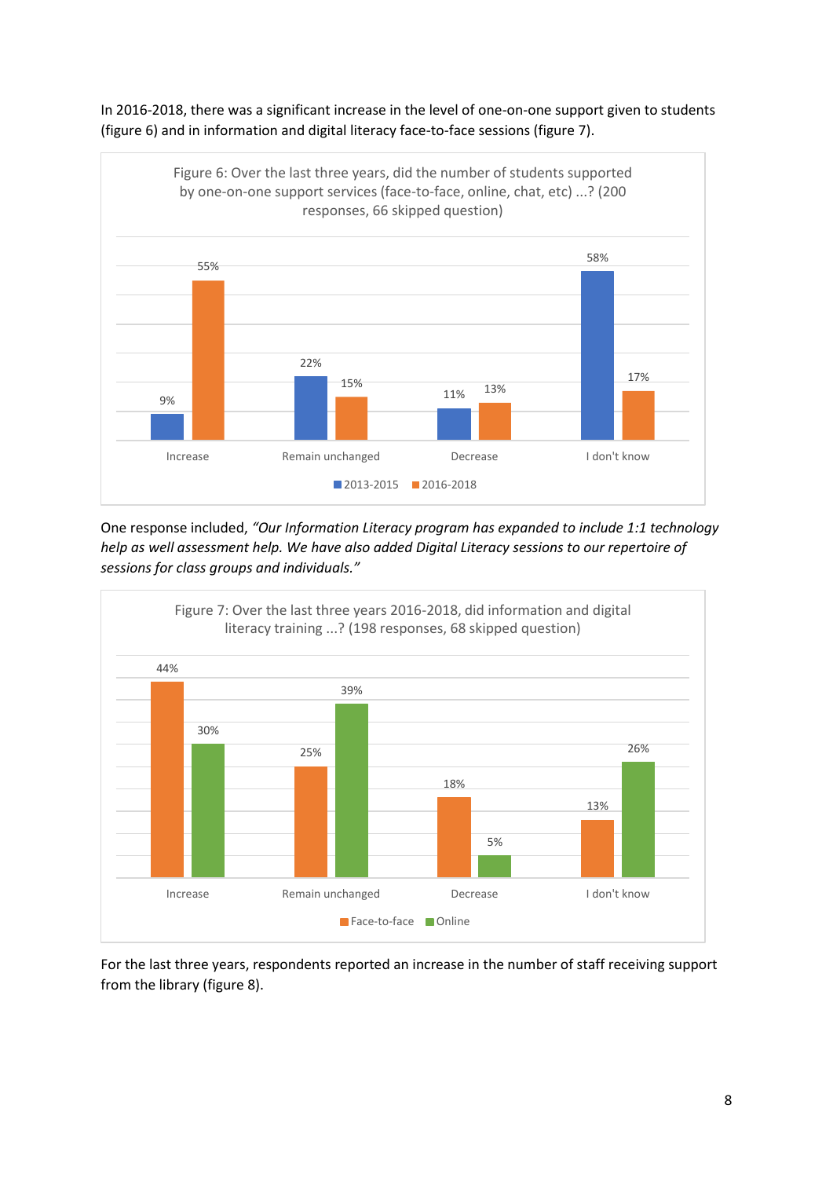In 2016-2018, there was a significant increase in the level of one-on-one support given to students (figure 6) and in information and digital literacy face-to-face sessions (figure 7).

Figure 6: Over the last three years, did the number of students supported by one-on-one support services (face-to-face, online, chat, etc) ...? (200 responses, 66 skipped question)

| | 2013-2015 | 2016-2018 |
|---|---|---|
| Increase | 9% | 55% |
| Remain unchanged | 22% | 15% |
| Decrease | 11% | 13% |
| I don't know | 58% | 17% |

One response included, *"Our Information Literacy program has expanded to include 1:1 technology help as well assessment help. We have also added Digital Literacy sessions to our repertoire of sessions for class groups and individuals."*

Figure 7: Over the last three years 2016-2018, did information and digital literacy training ...? (198 responses, 68 skipped question)

| | Face-to-face | Online |
|---|---|---|
| Increase | 44% | 30% |
| Remain unchanged | 25% | 39% |
| Decrease | 18% | 5% |
| I don't know | 13% | 26% |

For the last three years, respondents reported an increase in the number of staff receiving support from the library (figure 8).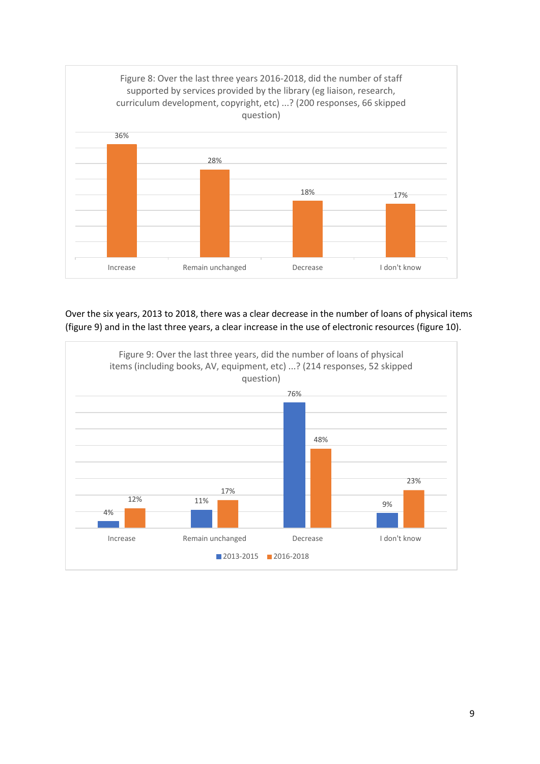Figure 8: Over the last three years 2016-2018, did the number of staff supported by services provided by the library (eg liaison, research, curriculum development, copyright, etc) ...? (200 responses, 66 skipped question)

| Response | Percentage |
| --- | --- |
| Increase | 36% |
| Remain unchanged | 28% |
| Decrease | 18% |
| I don't know | 17% |

Over the six years, 2013 to 2018, there was a clear decrease in the number of loans of physical items (figure 9) and in the last three years, a clear increase in the use of electronic resources (figure 10).

Figure 9: Over the last three years, did the number of loans of physical items (including books, AV, equipment, etc) ...? (214 responses, 52 skipped question)

| Response | 2013-2015 | 2016-2018 |
| --- | --- | --- |
| Increase | 4% | 12% |
| Remain unchanged | 11% | 17% |
| Decrease | 76% | 48% |
| I don't know | 9% | 23% |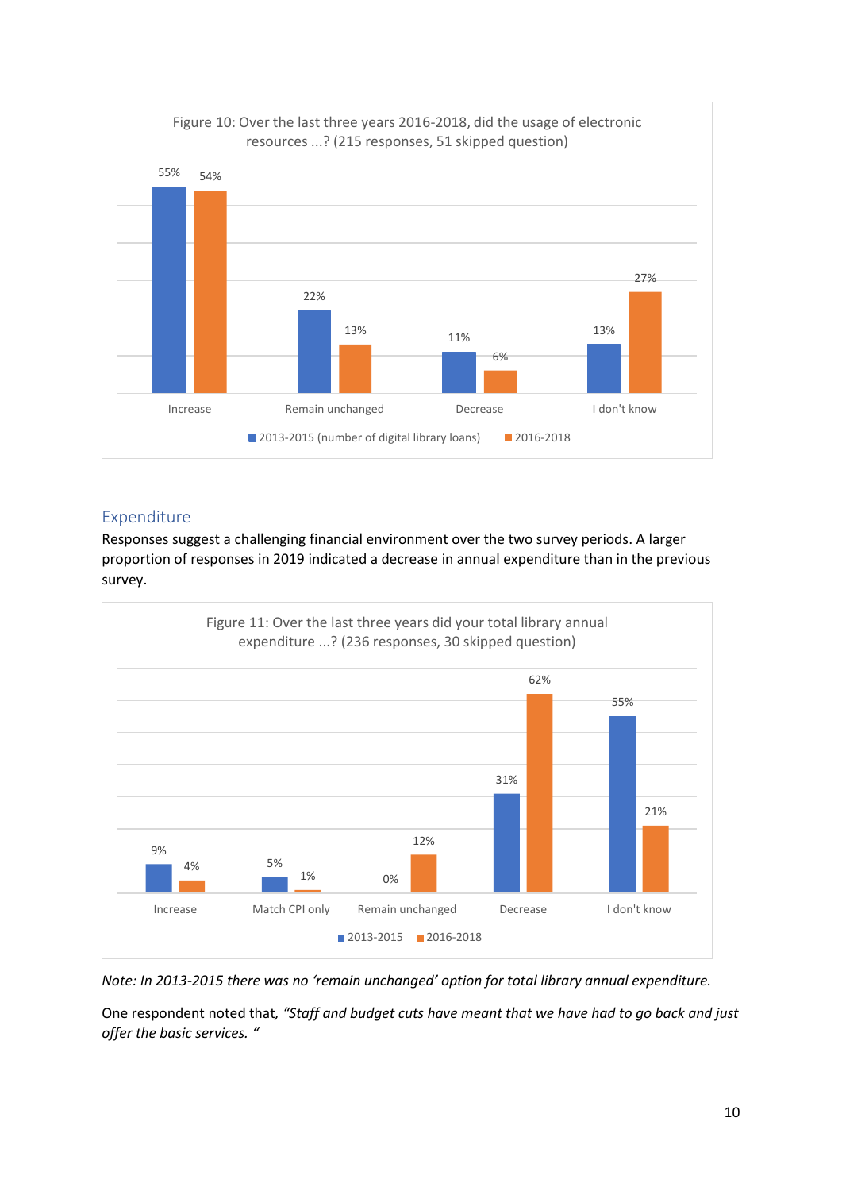Figure 10: Over the last three years 2016-2018, did the usage of electronic resources ...? (215 responses, 51 skipped question)

| | 2013-2015 (number of digital library loans) | 2016-2018 |
| --- | --- | --- |
| Increase | 55% | 54% |
| Remain unchanged | 22% | 13% |
| Decrease | 11% | 6% |
| I don't know | 13% | 27% |

## Expenditure

Responses suggest a challenging financial environment over the two survey periods. A larger proportion of responses in 2019 indicated a decrease in annual expenditure than in the previous survey.

Figure 11: Over the last three years did your total library annual expenditure ...? (236 responses, 30 skipped question)

| | 2013-2015 | 2016-2018 |
| --- | --- | --- |
| Increase | 9% | 4% |
| Match CPI only | 5% | 1% |
| Remain unchanged | 0% | 12% |
| Decrease | 31% | 62% |
| I don't know | 55% | 21% |

*Note: In 2013-2015 there was no 'remain unchanged' option for total library annual expenditure.*

One respondent noted that, *"Staff and budget cuts have meant that we have had to go back and just offer the basic services. "*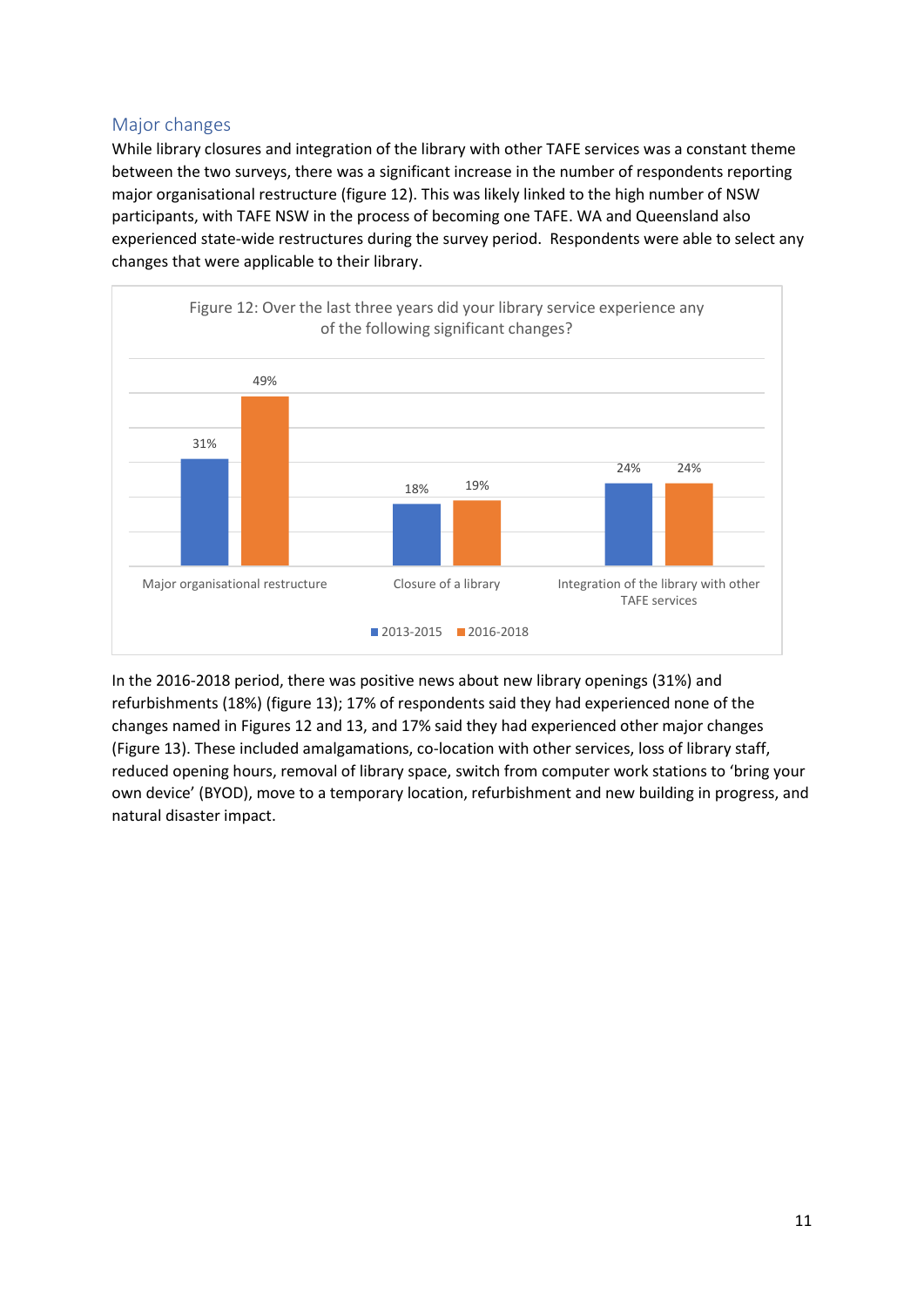## Major changes

While library closures and integration of the library with other TAFE services was a constant theme between the two surveys, there was a significant increase in the number of respondents reporting major organisational restructure (figure 12). This was likely linked to the high number of NSW participants, with TAFE NSW in the process of becoming one TAFE. WA and Queensland also experienced state-wide restructures during the survey period. Respondents were able to select any changes that were applicable to their library.

Figure 12: Over the last three years did your library service experience any of the following significant changes?

| | 2013-2015 | 2016-2018 |
|---|---|---|
| Major organisational restructure | 31% | 49% |
| Closure of a library | 18% | 19% |
| Integration of the library with other TAFE services | 24% | 24% |

In the 2016-2018 period, there was positive news about new library openings (31%) and refurbishments (18%) (figure 13); 17% of respondents said they had experienced none of the changes named in Figures 12 and 13, and 17% said they had experienced other major changes (Figure 13). These included amalgamations, co-location with other services, loss of library staff, reduced opening hours, removal of library space, switch from computer work stations to 'bring your own device' (BYOD), move to a temporary location, refurbishment and new building in progress, and natural disaster impact.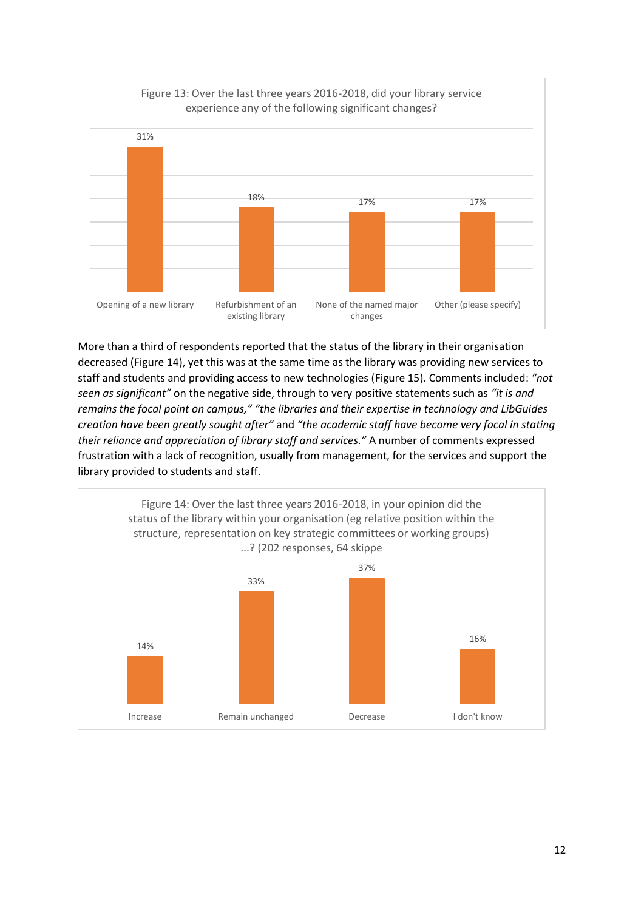Figure 13: Over the last three years 2016-2018, did your library service experience any of the following significant changes?

| Change | Percentage |
|---|---|
| Opening of a new library | 31% |
| Refurbishment of an existing library | 18% |
| None of the named major changes | 17% |
| Other (please specify) | 17% |

More than a third of respondents reported that the status of the library in their organisation decreased (Figure 14), yet this was at the same time as the library was providing new services to staff and students and providing access to new technologies (Figure 15). Comments included: *"not seen as significant"* on the negative side, through to very positive statements such as *"it is and remains the focal point on campus," "the libraries and their expertise in technology and LibGuides creation have been greatly sought after"* and *"the academic staff have become very focal in stating their reliance and appreciation of library staff and services."* A number of comments expressed frustration with a lack of recognition, usually from management, for the services and support the library provided to students and staff.

Figure 14: Over the last three years 2016-2018, in your opinion did the status of the library within your organisation (eg relative position within the structure, representation on key strategic committees or working groups) ...? (202 responses, 64 skippe

| Response | Percentage |
|---|---|
| Increase | 14% |
| Remain unchanged | 33% |
| Decrease | 37% |
| I don't know | 16% |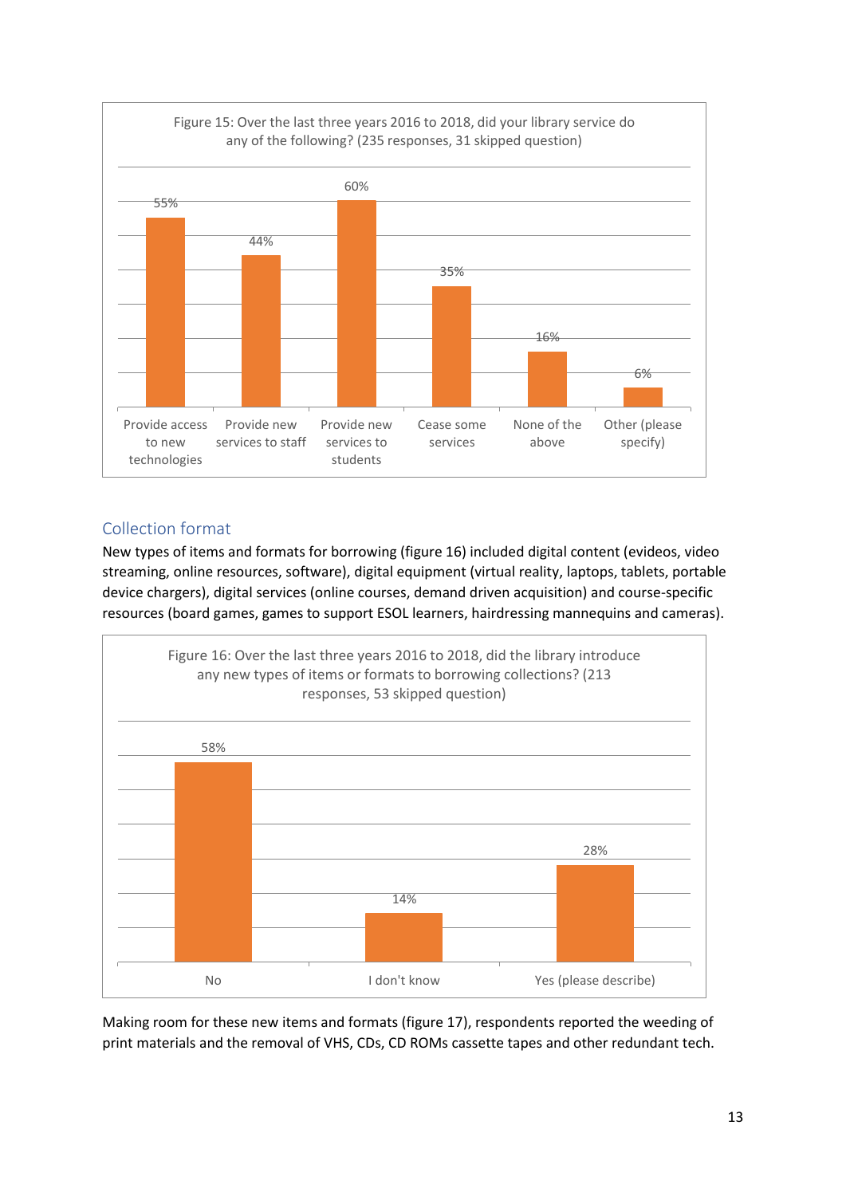Figure 15: Over the last three years 2016 to 2018, did your library service do any of the following? (235 responses, 31 skipped question)

| Option | Percentage |
|---|---|
| Provide access to new technologies | 55% |
| Provide new services to staff | 44% |
| Provide new services to students | 60% |
| Cease some services | 35% |
| None of the above | 16% |
| Other (please specify) | 6% |

## Collection format

New types of items and formats for borrowing (figure 16) included digital content (evideos, video streaming, online resources, software), digital equipment (virtual reality, laptops, tablets, portable device chargers), digital services (online courses, demand driven acquisition) and course-specific resources (board games, games to support ESOL learners, hairdressing mannequins and cameras).

Figure 16: Over the last three years 2016 to 2018, did the library introduce any new types of items or formats to borrowing collections? (213 responses, 53 skipped question)

| Option | Percentage |
|---|---|
| No | 58% |
| I don't know | 14% |
| Yes (please describe) | 28% |

Making room for these new items and formats (figure 17), respondents reported the weeding of print materials and the removal of VHS, CDs, CD ROMs cassette tapes and other redundant tech.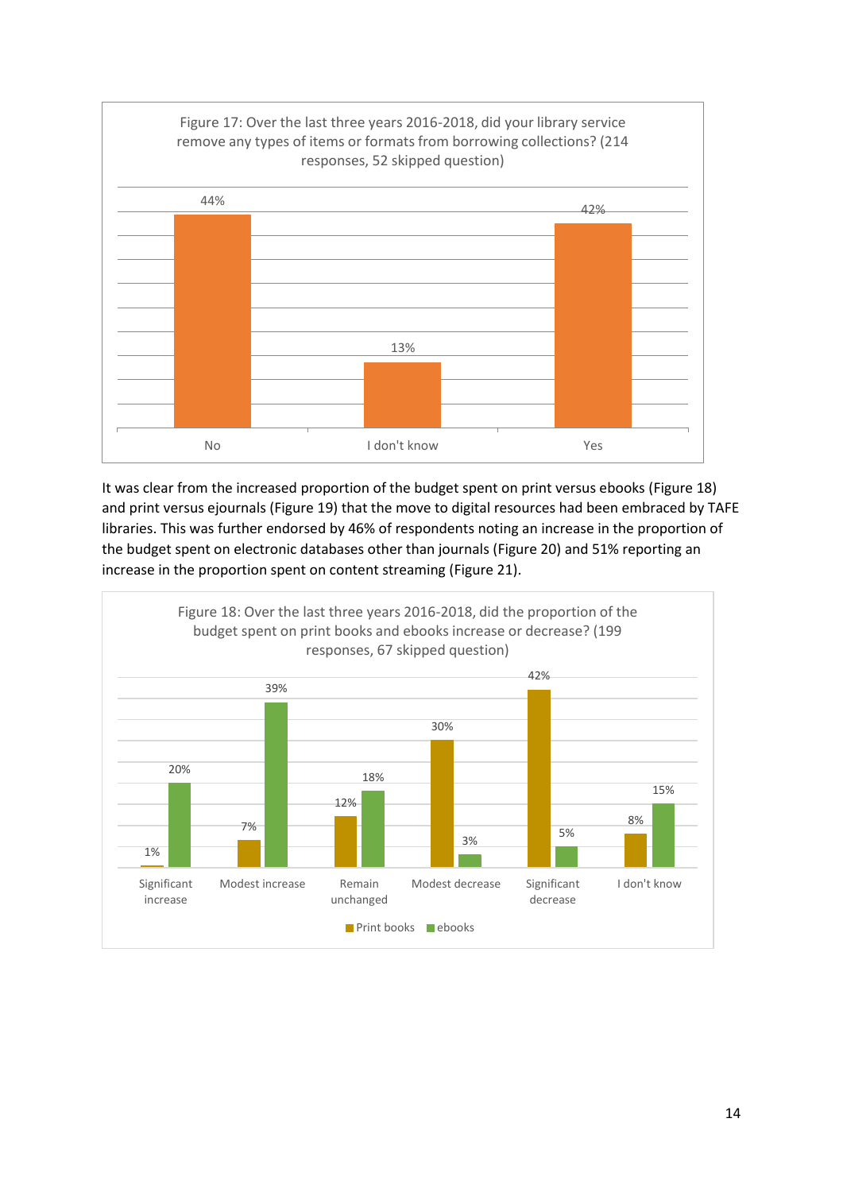Figure 17: Over the last three years 2016-2018, did your library service remove any types of items or formats from borrowing collections? (214 responses, 52 skipped question)

| Response | % |
|---|---|
| No | 44% |
| I don't know | 13% |
| Yes | 42% |

It was clear from the increased proportion of the budget spent on print versus ebooks (Figure 18) and print versus ejournals (Figure 19) that the move to digital resources had been embraced by TAFE libraries. This was further endorsed by 46% of respondents noting an increase in the proportion of the budget spent on electronic databases other than journals (Figure 20) and 51% reporting an increase in the proportion spent on content streaming (Figure 21).

Figure 18: Over the last three years 2016-2018, did the proportion of the budget spent on print books and ebooks increase or decrease? (199 responses, 67 skipped question)

| | Print books | ebooks |
|---|---|---|
| Significant increase | 1% | 20% |
| Modest increase | 7% | 39% |
| Remain unchanged | 12% | 18% |
| Modest decrease | 30% | 3% |
| Significant decrease | 42% | 5% |
| I don't know | 8% | 15% |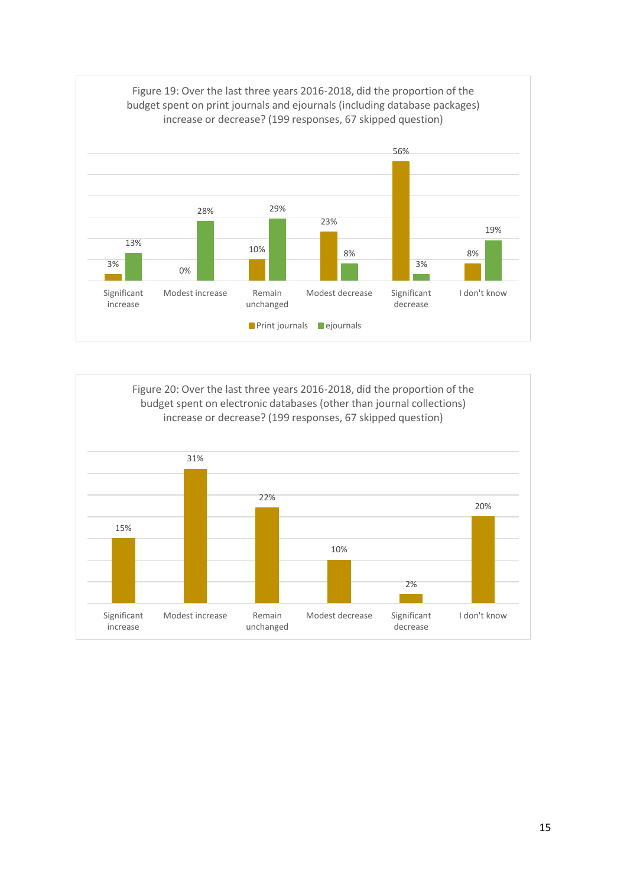Figure 19: Over the last three years 2016-2018, did the proportion of the budget spent on print journals and ejournals (including database packages) increase or decrease? (199 responses, 67 skipped question)

| | Print journals | ejournals |
|---|---|---|
| Significant increase | 3% | 13% |
| Modest increase | 0% | 28% |
| Remain unchanged | 10% | 29% |
| Modest decrease | 23% | 8% |
| Significant decrease | 56% | 3% |
| I don't know | 8% | 19% |

Figure 20: Over the last three years 2016-2018, did the proportion of the budget spent on electronic databases (other than journal collections) increase or decrease? (199 responses, 67 skipped question)

| Significant increase | Modest increase | Remain unchanged | Modest decrease | Significant decrease | I don't know |
|---|---|---|---|---|---|
| 15% | 31% | 22% | 10% | 2% | 20% |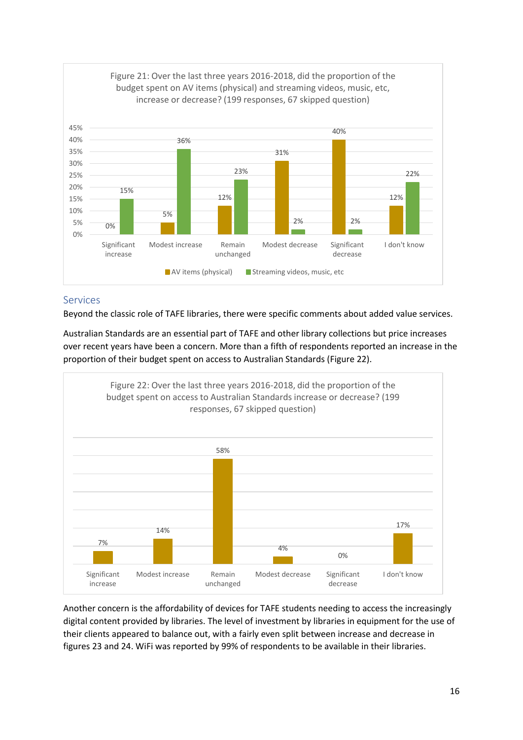Figure 21: Over the last three years 2016-2018, did the proportion of the budget spent on AV items (physical) and streaming videos, music, etc, increase or decrease? (199 responses, 67 skipped question)

| | Significant increase | Modest increase | Remain unchanged | Modest decrease | Significant decrease | I don't know |
|---|---|---|---|---|---|---|
| AV items (physical) | 0% | 5% | 12% | 31% | 40% | 12% |
| Streaming videos, music, etc | 15% | 36% | 23% | 2% | 2% | 22% |

## Services

Beyond the classic role of TAFE libraries, there were specific comments about added value services.

Australian Standards are an essential part of TAFE and other library collections but price increases over recent years have been a concern. More than a fifth of respondents reported an increase in the proportion of their budget spent on access to Australian Standards (Figure 22).

Figure 22: Over the last three years 2016-2018, did the proportion of the budget spent on access to Australian Standards increase or decrease? (199 responses, 67 skipped question)

| Significant increase | Modest increase | Remain unchanged | Modest decrease | Significant decrease | I don't know |
|---|---|---|---|---|---|
| 7% | 14% | 58% | 4% | 0% | 17% |

Another concern is the affordability of devices for TAFE students needing to access the increasingly digital content provided by libraries. The level of investment by libraries in equipment for the use of their clients appeared to balance out, with a fairly even split between increase and decrease in figures 23 and 24. WiFi was reported by 99% of respondents to be available in their libraries.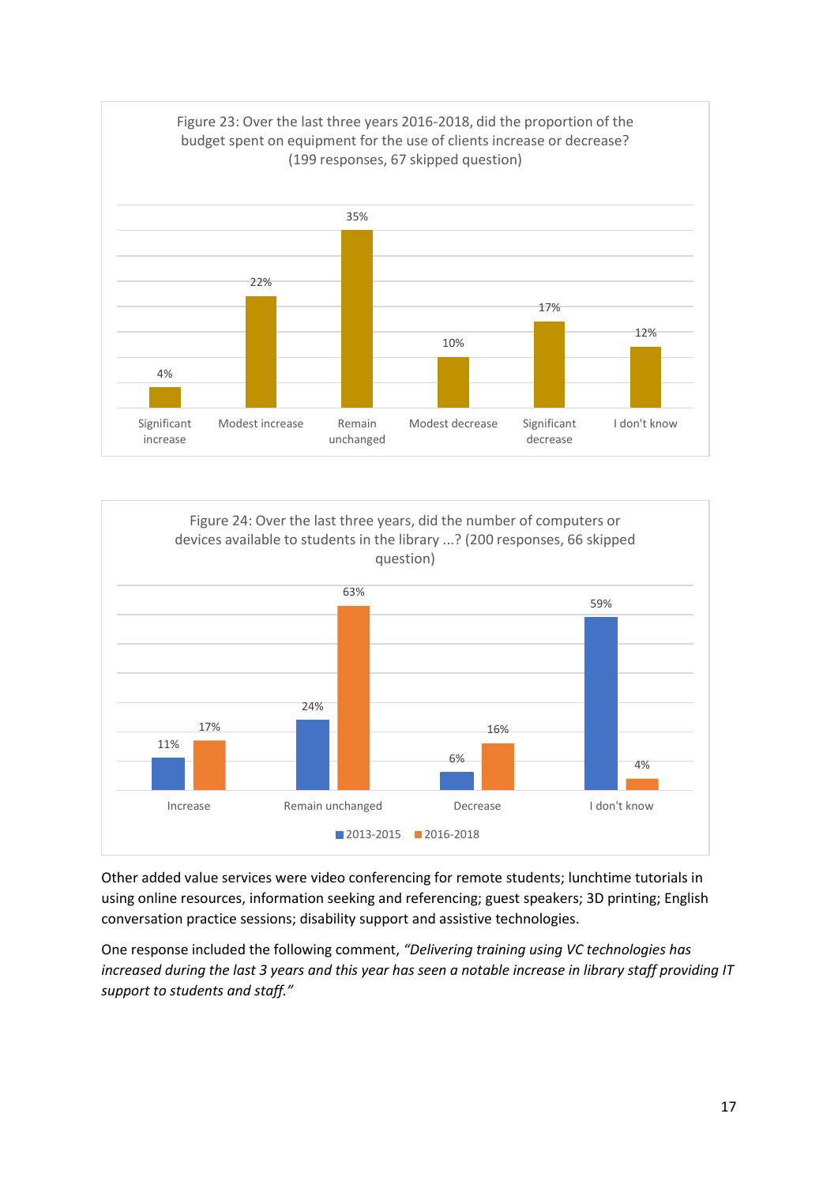Figure 23: Over the last three years 2016-2018, did the proportion of the budget spent on equipment for the use of clients increase or decrease? (199 responses, 67 skipped question)

| Significant increase | Modest increase | Remain unchanged | Modest decrease | Significant decrease | I don't know |
|---|---|---|---|---|---|
| 4% | 22% | 35% | 10% | 17% | 12% |

Figure 24: Over the last three years, did the number of computers or devices available to students in the library ...? (200 responses, 66 skipped question)

| | Increase | Remain unchanged | Decrease | I don't know |
|---|---|---|---|---|
| 2013-2015 | 11% | 24% | 6% | 59% |
| 2016-2018 | 17% | 63% | 16% | 4% |

Other added value services were video conferencing for remote students; lunchtime tutorials in using online resources, information seeking and referencing; guest speakers; 3D printing; English conversation practice sessions; disability support and assistive technologies.

One response included the following comment, *"Delivering training using VC technologies has increased during the last 3 years and this year has seen a notable increase in library staff providing IT support to students and staff."*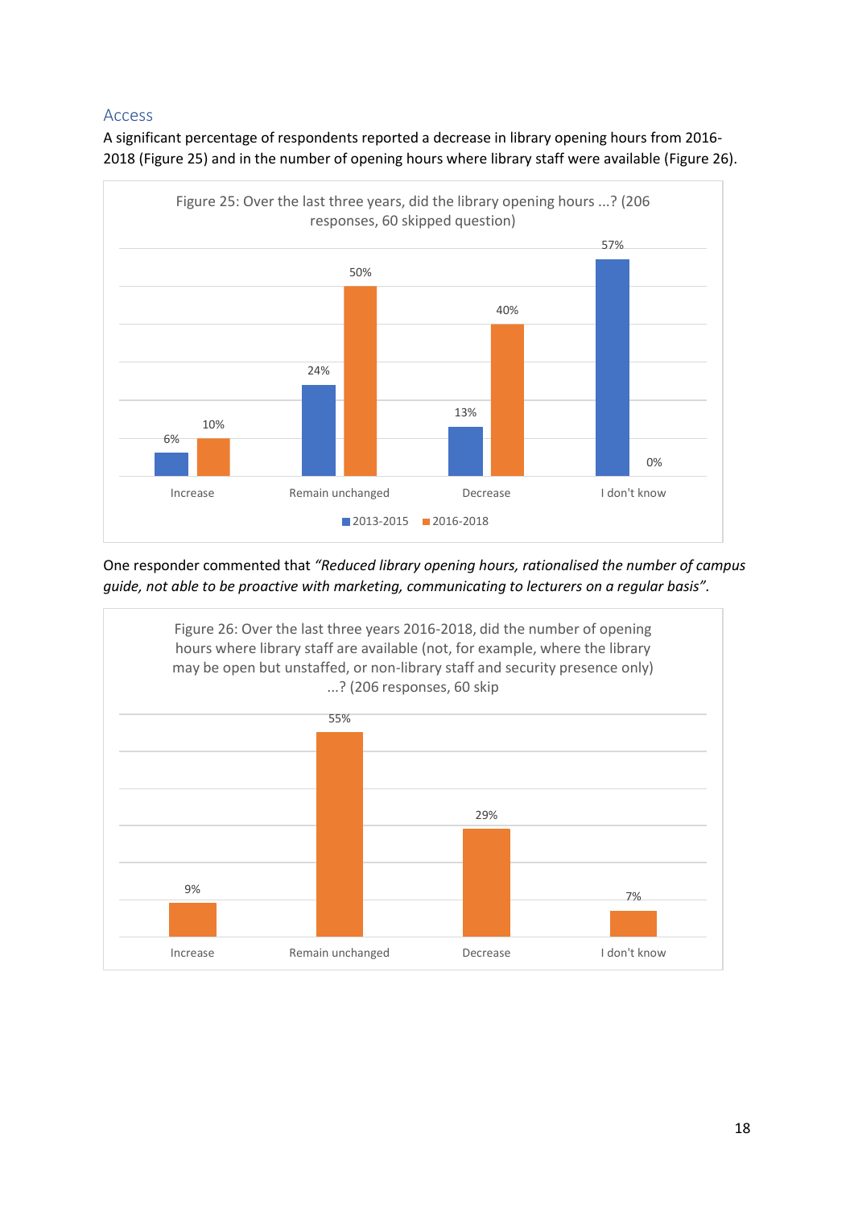## Access

A significant percentage of respondents reported a decrease in library opening hours from 2016-2018 (Figure 25) and in the number of opening hours where library staff were available (Figure 26).

Figure 25: Over the last three years, did the library opening hours ...? (206 responses, 60 skipped question)

| | 2013-2015 | 2016-2018 |
|---|---|---|
| Increase | 6% | 10% |
| Remain unchanged | 24% | 50% |
| Decrease | 13% | 40% |
| I don't know | 57% | 0% |

One responder commented that *"Reduced library opening hours, rationalised the number of campus guide, not able to be proactive with marketing, communicating to lecturers on a regular basis".*

Figure 26: Over the last three years 2016-2018, did the number of opening hours where library staff are available (not, for example, where the library may be open but unstaffed, or non-library staff and security presence only) ...? (206 responses, 60 skip

| | |
|---|---|
| Increase | 9% |
| Remain unchanged | 55% |
| Decrease | 29% |
| I don't know | 7% |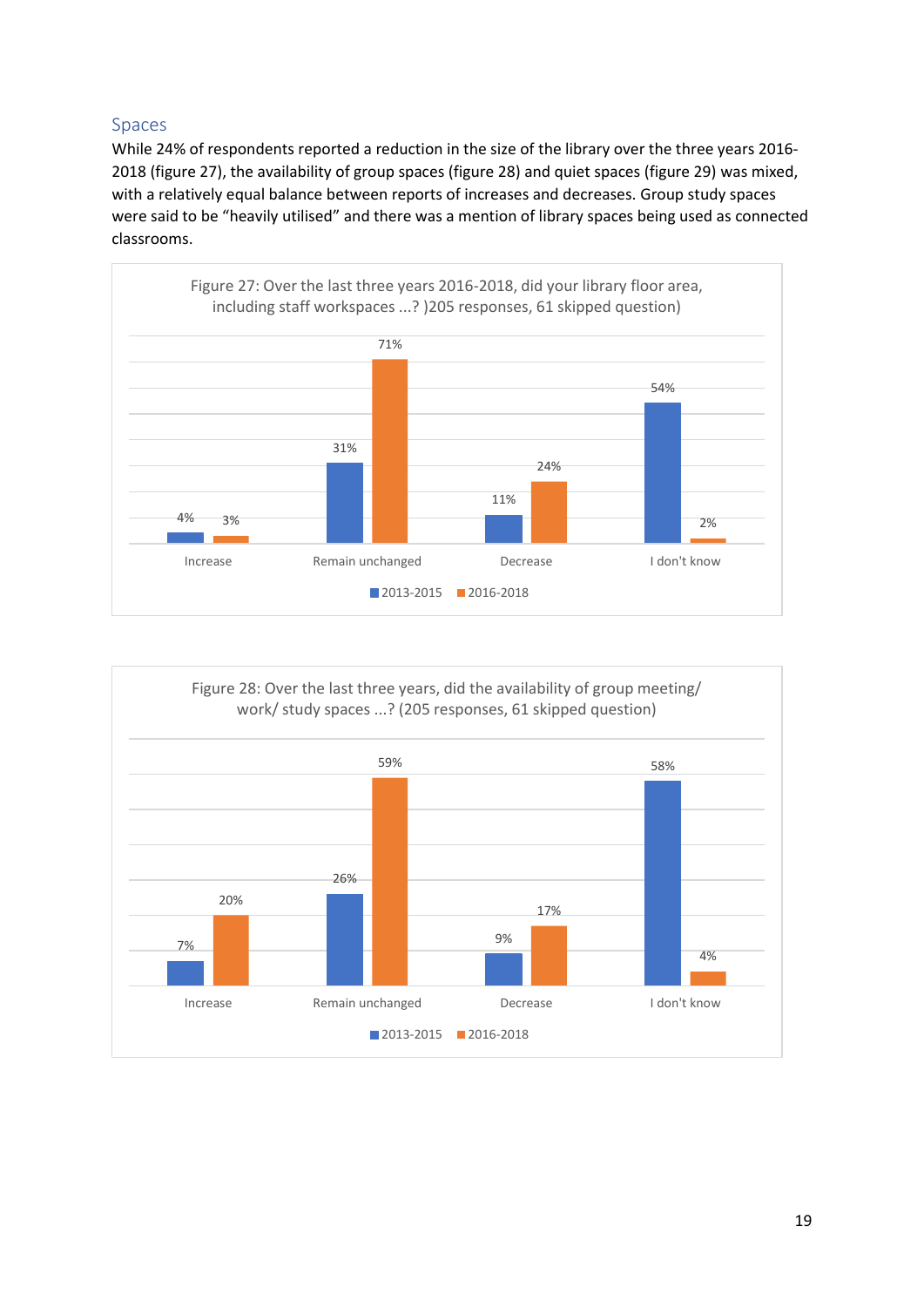## Spaces

While 24% of respondents reported a reduction in the size of the library over the three years 2016-2018 (figure 27), the availability of group spaces (figure 28) and quiet spaces (figure 29) was mixed, with a relatively equal balance between reports of increases and decreases. Group study spaces were said to be "heavily utilised" and there was a mention of library spaces being used as connected classrooms.

Figure 27: Over the last three years 2016-2018, did your library floor area, including staff workspaces ...? )205 responses, 61 skipped question)

| | 2013-2015 | 2016-2018 |
|---|---|---|
| Increase | 4% | 3% |
| Remain unchanged | 31% | 71% |
| Decrease | 11% | 24% |
| I don't know | 54% | 2% |

Figure 28: Over the last three years, did the availability of group meeting/ work/ study spaces ...? (205 responses, 61 skipped question)

| | 2013-2015 | 2016-2018 |
|---|---|---|
| Increase | 7% | 20% |
| Remain unchanged | 26% | 59% |
| Decrease | 9% | 17% |
| I don't know | 58% | 4% |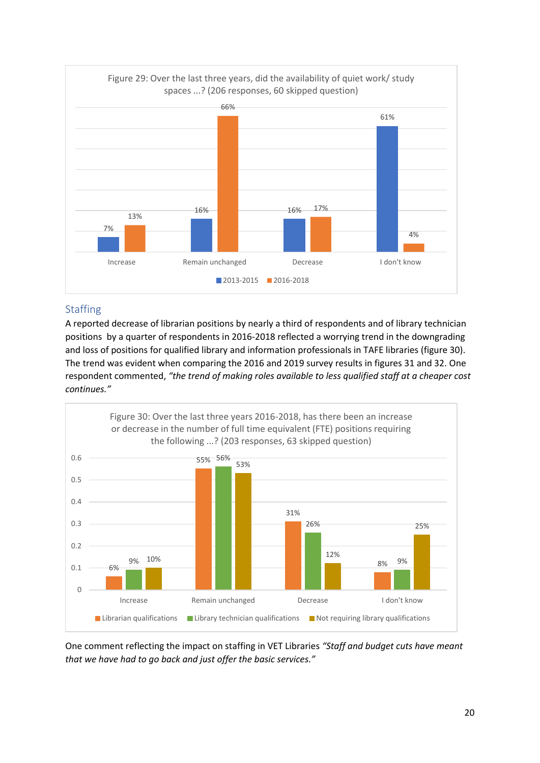Figure 29: Over the last three years, did the availability of quiet work/ study spaces ...? (206 responses, 60 skipped question)

| | Increase | Remain unchanged | Decrease | I don't know |
|---|---|---|---|---|
| 2013-2015 | 7% | 16% | 16% | 61% |
| 2016-2018 | 13% | 66% | 17% | 4% |

## Staffing

A reported decrease of librarian positions by nearly a third of respondents and of library technician positions by a quarter of respondents in 2016-2018 reflected a worrying trend in the downgrading and loss of positions for qualified library and information professionals in TAFE libraries (figure 30). The trend was evident when comparing the 2016 and 2019 survey results in figures 31 and 32. One respondent commented, *"the trend of making roles available to less qualified staff at a cheaper cost continues."*

Figure 30: Over the last three years 2016-2018, has there been an increase or decrease in the number of full time equivalent (FTE) positions requiring the following ...? (203 responses, 63 skipped question)

| | Increase | Remain unchanged | Decrease | I don't know |
|---|---|---|---|---|
| Librarian qualifications | 6% | 55% | 31% | 8% |
| Library technician qualifications | 9% | 56% | 26% | 9% |
| Not requiring library qualifications | 10% | 53% | 12% | 25% |

One comment reflecting the impact on staffing in VET Libraries *"Staff and budget cuts have meant that we have had to go back and just offer the basic services."*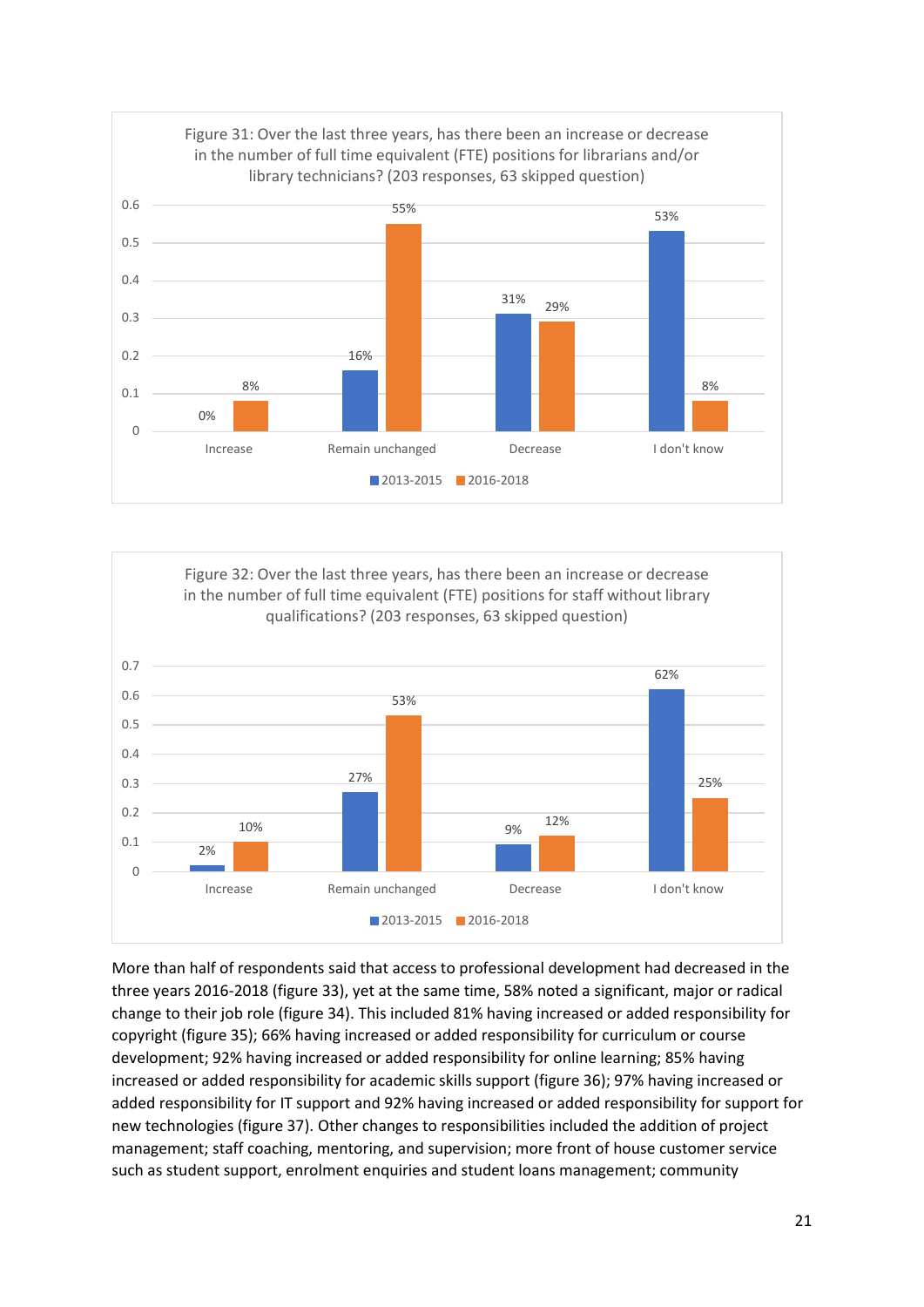Figure 31: Over the last three years, has there been an increase or decrease in the number of full time equivalent (FTE) positions for librarians and/or library technicians? (203 responses, 63 skipped question)

| | 2013-2015 | 2016-2018 |
|---|---|---|
| Increase | 0% | 8% |
| Remain unchanged | 16% | 55% |
| Decrease | 31% | 29% |
| I don't know | 53% | 8% |

Figure 32: Over the last three years, has there been an increase or decrease in the number of full time equivalent (FTE) positions for staff without library qualifications? (203 responses, 63 skipped question)

| | 2013-2015 | 2016-2018 |
|---|---|---|
| Increase | 2% | 10% |
| Remain unchanged | 27% | 53% |
| Decrease | 9% | 12% |
| I don't know | 62% | 25% |

More than half of respondents said that access to professional development had decreased in the three years 2016-2018 (figure 33), yet at the same time, 58% noted a significant, major or radical change to their job role (figure 34). This included 81% having increased or added responsibility for copyright (figure 35); 66% having increased or added responsibility for curriculum or course development; 92% having increased or added responsibility for online learning; 85% having increased or added responsibility for academic skills support (figure 36); 97% having increased or added responsibility for IT support and 92% having increased or added responsibility for support for new technologies (figure 37). Other changes to responsibilities included the addition of project management; staff coaching, mentoring, and supervision; more front of house customer service such as student support, enrolment enquiries and student loans management; community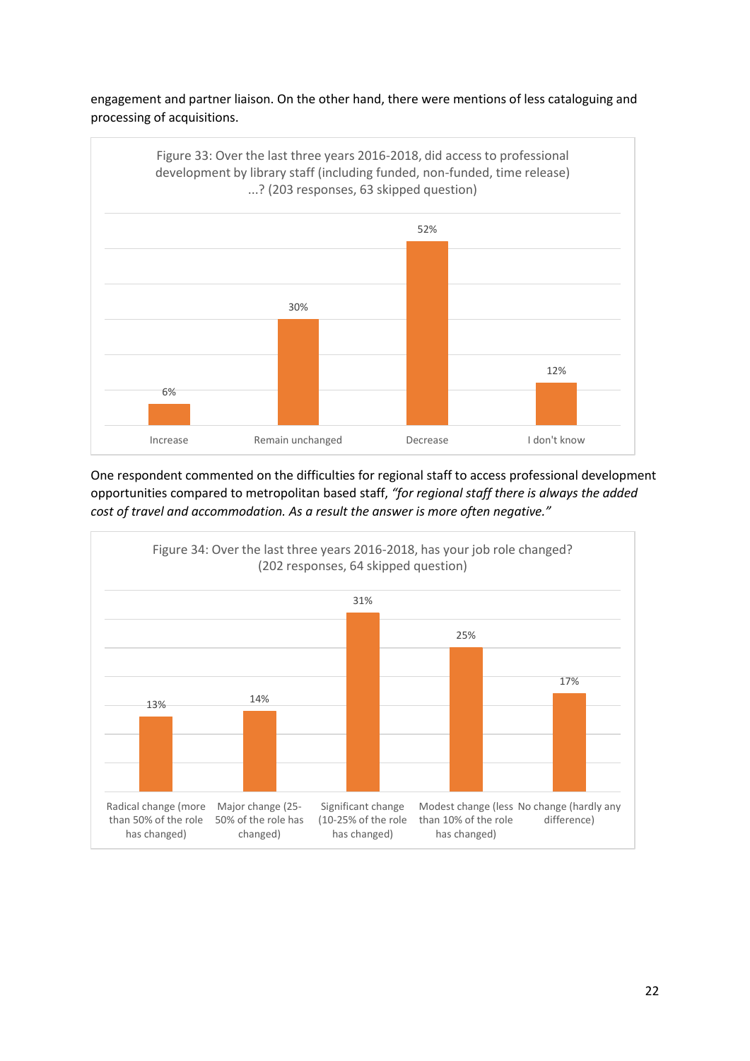engagement and partner liaison. On the other hand, there were mentions of less cataloguing and processing of acquisitions.

Figure 33: Over the last three years 2016-2018, did access to professional development by library staff (including funded, non-funded, time release) ...? (203 responses, 63 skipped question)

| Response | Percentage |
|---|---|
| Increase | 6% |
| Remain unchanged | 30% |
| Decrease | 52% |
| I don't know | 12% |

One respondent commented on the difficulties for regional staff to access professional development opportunities compared to metropolitan based staff, *"for regional staff there is always the added cost of travel and accommodation. As a result the answer is more often negative."*

Figure 34: Over the last three years 2016-2018, has your job role changed? (202 responses, 64 skipped question)

| Response | Percentage |
|---|---|
| Radical change (more than 50% of the role has changed) | 13% |
| Major change (25-50% of the role has changed) | 14% |
| Significant change (10-25% of the role has changed) | 31% |
| Modest change (less than 10% of the role has changed) | 25% |
| No change (hardly any difference) | 17% |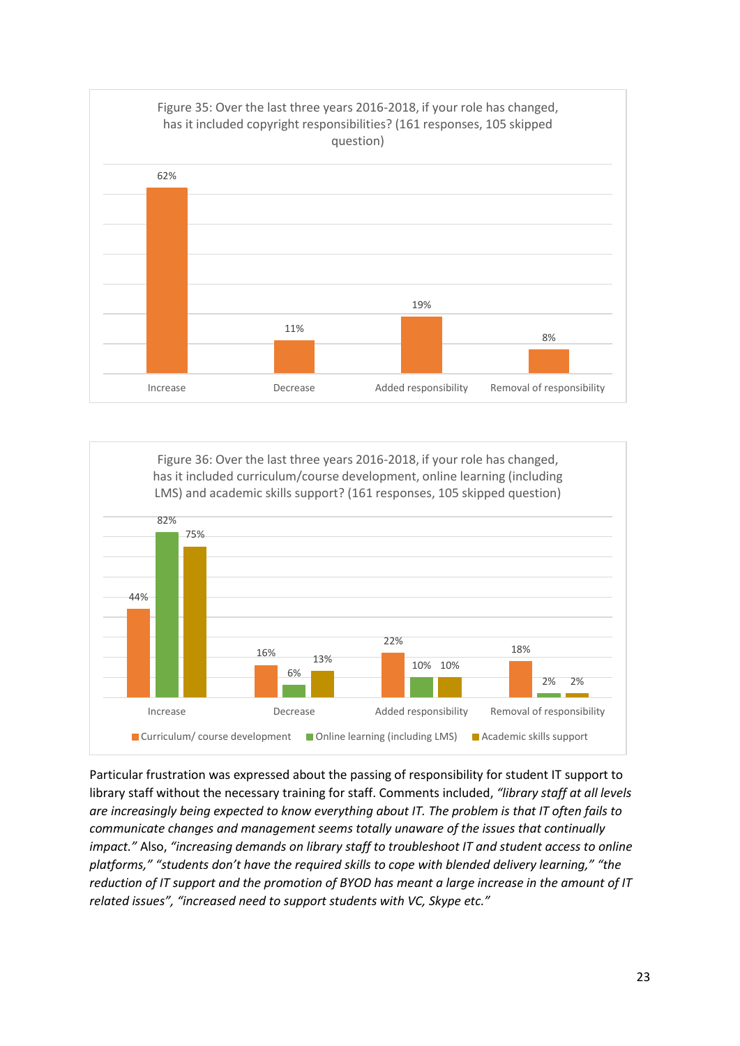Figure 35: Over the last three years 2016-2018, if your role has changed, has it included copyright responsibilities? (161 responses, 105 skipped question)

| Increase | Decrease | Added responsibility | Removal of responsibility |
|---|---|---|---|
| 62% | 11% | 19% | 8% |

Figure 36: Over the last three years 2016-2018, if your role has changed, has it included curriculum/course development, online learning (including LMS) and academic skills support? (161 responses, 105 skipped question)

| | Increase | Decrease | Added responsibility | Removal of responsibility |
|---|---|---|---|---|
| Curriculum/ course development | 44% | 16% | 22% | 18% |
| Online learning (including LMS) | 82% | 6% | 10% | 2% |
| Academic skills support | 75% | 13% | 10% | 2% |

Particular frustration was expressed about the passing of responsibility for student IT support to library staff without the necessary training for staff. Comments included, *"library staff at all levels are increasingly being expected to know everything about IT. The problem is that IT often fails to communicate changes and management seems totally unaware of the issues that continually impact."* Also, *"increasing demands on library staff to troubleshoot IT and student access to online platforms," "students don't have the required skills to cope with blended delivery learning," "the reduction of IT support and the promotion of BYOD has meant a large increase in the amount of IT related issues", "increased need to support students with VC, Skype etc."*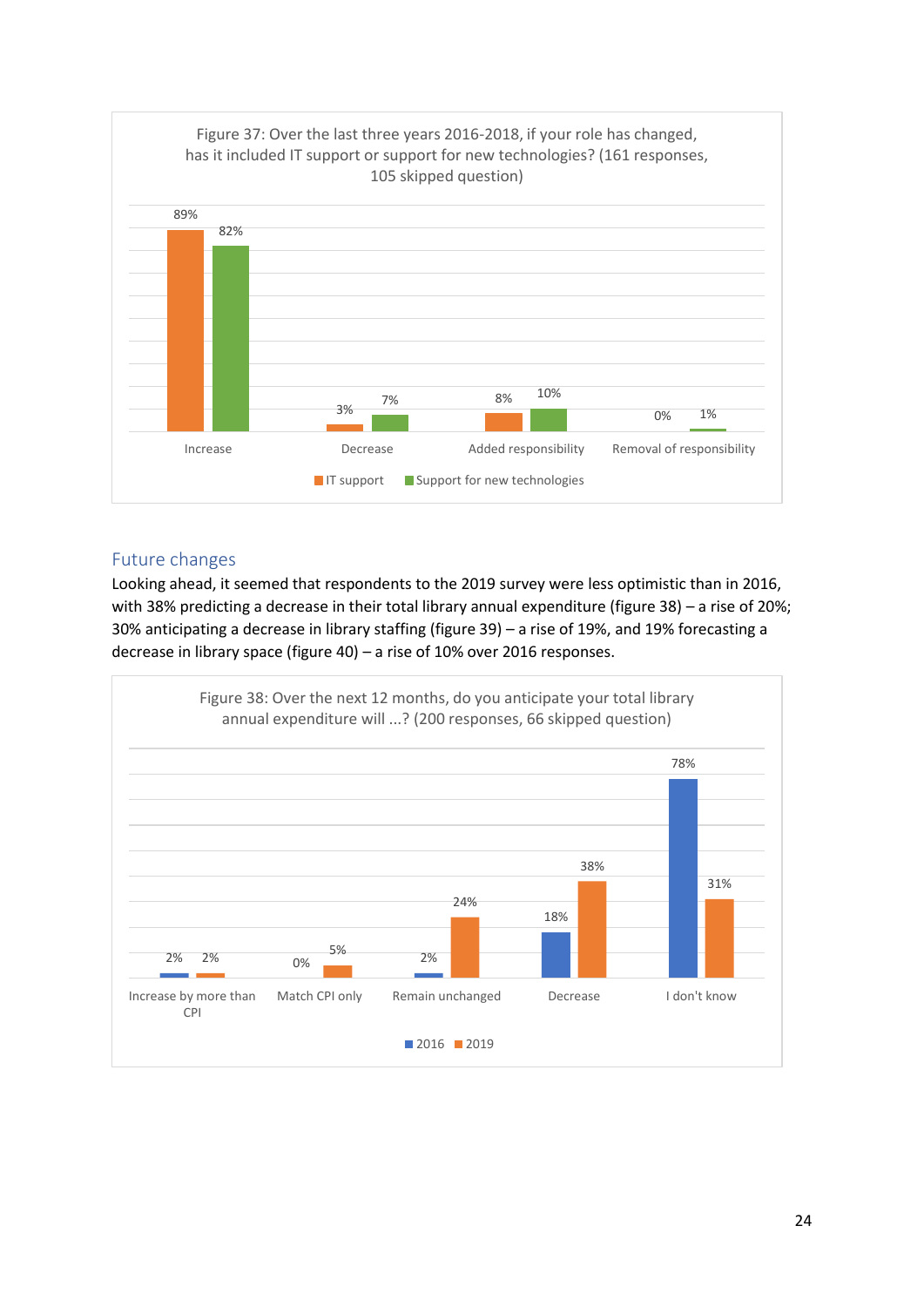Figure 37: Over the last three years 2016-2018, if your role has changed, has it included IT support or support for new technologies? (161 responses, 105 skipped question)

| | IT support | Support for new technologies |
|---|---|---|
| Increase | 89% | 82% |
| Decrease | 3% | 7% |
| Added responsibility | 8% | 10% |
| Removal of responsibility | 0% | 1% |

## Future changes

Looking ahead, it seemed that respondents to the 2019 survey were less optimistic than in 2016, with 38% predicting a decrease in their total library annual expenditure (figure 38) – a rise of 20%; 30% anticipating a decrease in library staffing (figure 39) – a rise of 19%, and 19% forecasting a decrease in library space (figure 40) – a rise of 10% over 2016 responses.

Figure 38: Over the next 12 months, do you anticipate your total library annual expenditure will ...? (200 responses, 66 skipped question)

| | 2016 | 2019 |
|---|---|---|
| Increase by more than CPI | 2% | 2% |
| Match CPI only | 0% | 5% |
| Remain unchanged | 2% | 24% |
| Decrease | 18% | 38% |
| I don't know | 78% | 31% |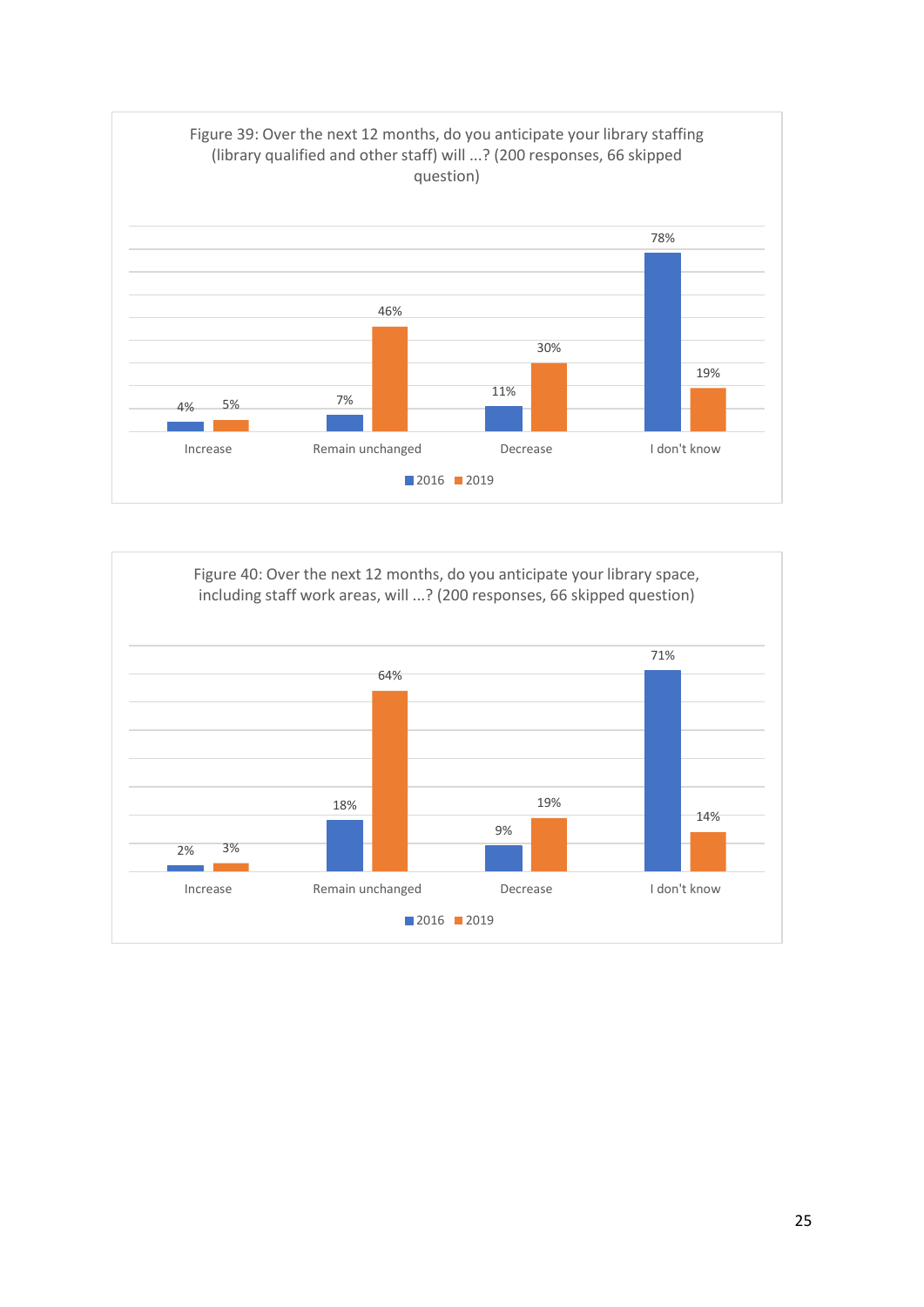Figure 39: Over the next 12 months, do you anticipate your library staffing (library qualified and other staff) will ...? (200 responses, 66 skipped question)

| | 2016 | 2019 |
|---|---|---|
| Increase | 4% | 5% |
| Remain unchanged | 7% | 46% |
| Decrease | 11% | 30% |
| I don't know | 78% | 19% |

Figure 40: Over the next 12 months, do you anticipate your library space, including staff work areas, will ...? (200 responses, 66 skipped question)

| | 2016 | 2019 |
|---|---|---|
| Increase | 2% | 3% |
| Remain unchanged | 18% | 64% |
| Decrease | 9% | 19% |
| I don't know | 71% | 14% |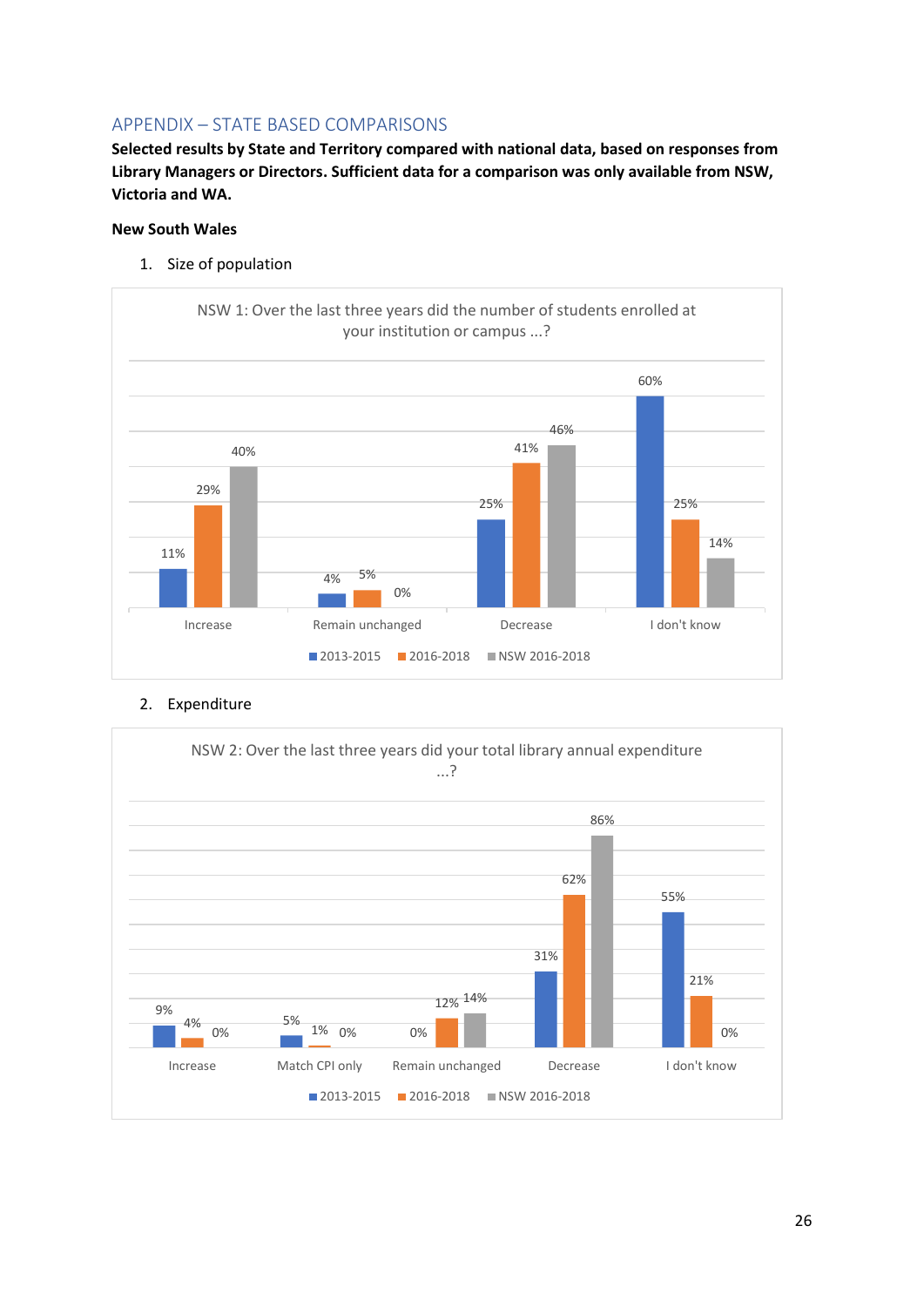## APPENDIX – STATE BASED COMPARISONS

**Selected results by State and Territory compared with national data, based on responses from Library Managers or Directors. Sufficient data for a comparison was only available from NSW, Victoria and WA.**

**New South Wales**

1. Size of population

NSW 1: Over the last three years did the number of students enrolled at your institution or campus ...?

| | 2013-2015 | 2016-2018 | NSW 2016-2018 |
|---|---|---|---|
| Increase | 11% | 29% | 40% |
| Remain unchanged | 4% | 5% | 0% |
| Decrease | 25% | 41% | 46% |
| I don't know | 60% | 25% | 14% |

2. Expenditure

NSW 2: Over the last three years did your total library annual expenditure ...?

| | 2013-2015 | 2016-2018 | NSW 2016-2018 |
|---|---|---|---|
| Increase | 9% | 4% | 0% |
| Match CPI only | 5% | 1% | 0% |
| Remain unchanged | 0% | 12% | 14% |
| Decrease | 31% | 62% | 86% |
| I don't know | 55% | 21% | 0% |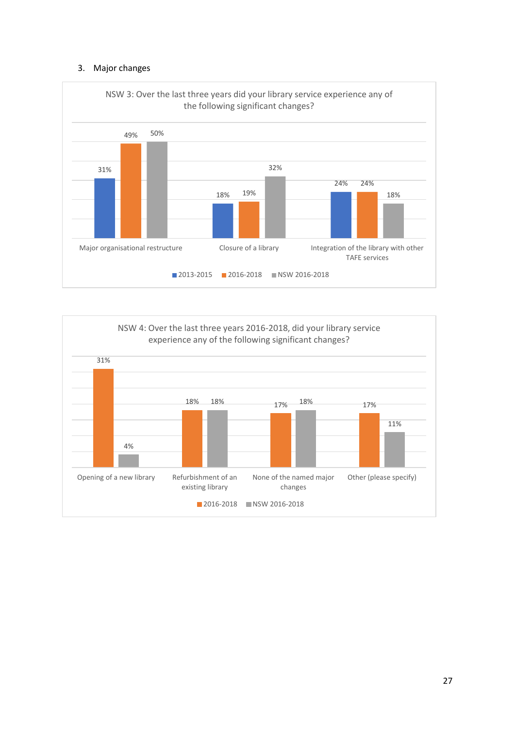3. Major changes

NSW 3: Over the last three years did your library service experience any of the following significant changes?

| | 2013-2015 | 2016-2018 | NSW 2016-2018 |
|---|---|---|---|
| Major organisational restructure | 31% | 49% | 50% |
| Closure of a library | 18% | 19% | 32% |
| Integration of the library with other TAFE services | 24% | 24% | 18% |

NSW 4: Over the last three years 2016-2018, did your library service experience any of the following significant changes?

| | 2016-2018 | NSW 2016-2018 |
|---|---|---|
| Opening of a new library | 31% | 4% |
| Refurbishment of an existing library | 18% | 18% |
| None of the named major changes | 17% | 18% |
| Other (please specify) | 17% | 11% |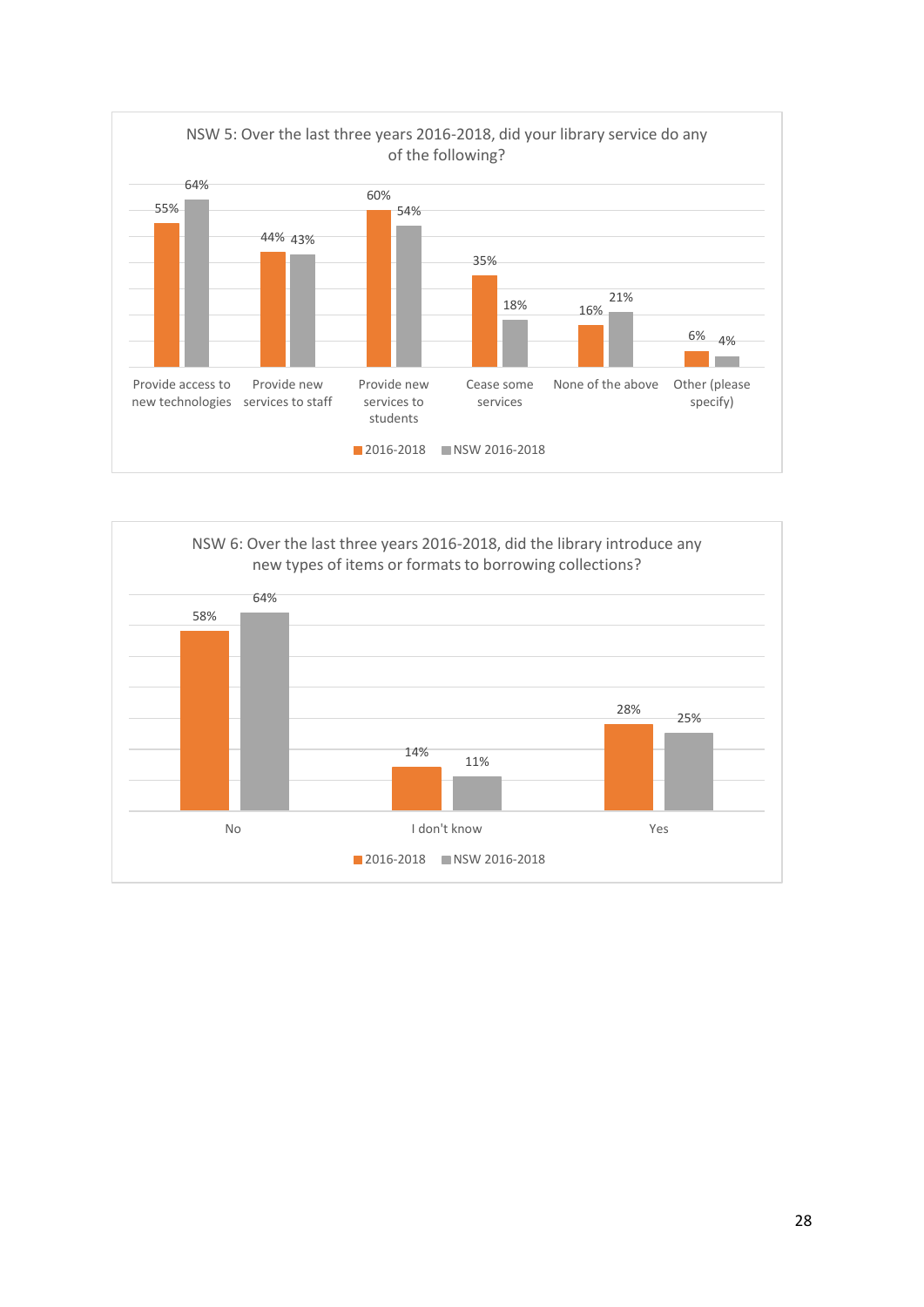**NSW 5: Over the last three years 2016-2018, did your library service do any of the following?**

| | 2016-2018 | NSW 2016-2018 |
|---|---|---|
| Provide access to new technologies | 55% | 64% |
| Provide new services to staff | 44% | 43% |
| Provide new services to students | 60% | 54% |
| Cease some services | 35% | 18% |
| None of the above | 16% | 21% |
| Other (please specify) | 6% | 4% |

**NSW 6: Over the last three years 2016-2018, did the library introduce any new types of items or formats to borrowing collections?**

| | 2016-2018 | NSW 2016-2018 |
|---|---|---|
| No | 58% | 64% |
| I don't know | 14% | 11% |
| Yes | 28% | 25% |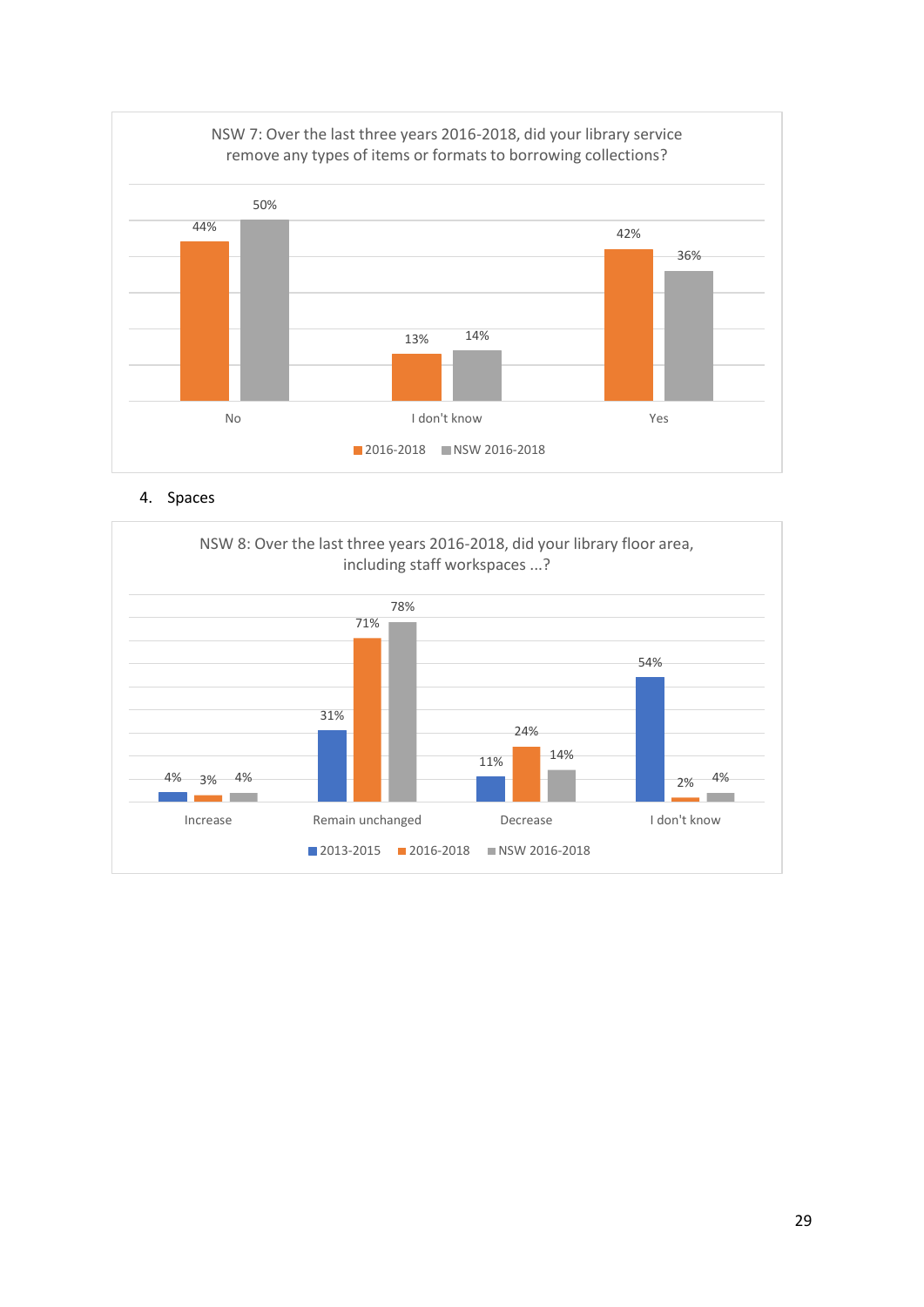**NSW 7: Over the last three years 2016-2018, did your library service remove any types of items or formats to borrowing collections?**

| | 2016-2018 | NSW 2016-2018 |
| --- | --- | --- |
| No | 44% | 50% |
| I don't know | 13% | 14% |
| Yes | 42% | 36% |

4. Spaces

**NSW 8: Over the last three years 2016-2018, did your library floor area, including staff workspaces ...?**

| | 2013-2015 | 2016-2018 | NSW 2016-2018 |
| --- | --- | --- | --- |
| Increase | 4% | 3% | 4% |
| Remain unchanged | 31% | 71% | 78% |
| Decrease | 11% | 24% | 14% |
| I don't know | 54% | 2% | 4% |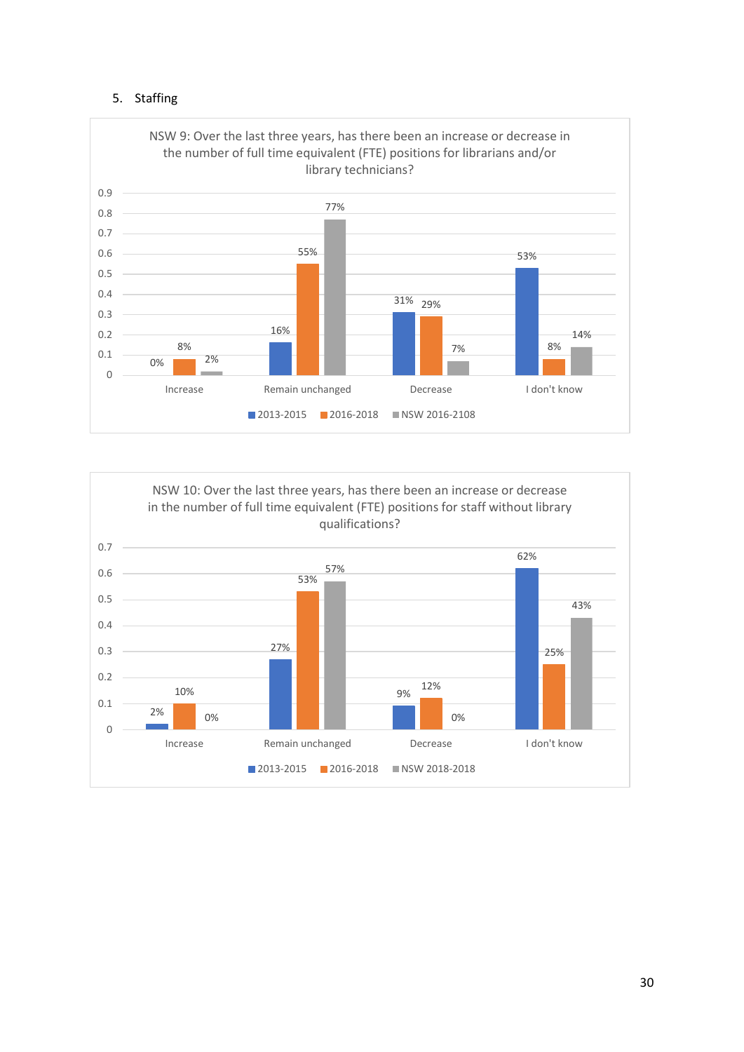## 5. Staffing

**NSW 9: Over the last three years, has there been an increase or decrease in the number of full time equivalent (FTE) positions for librarians and/or library technicians?**

| | 2013-2015 | 2016-2018 | NSW 2016-2108 |
|---|---|---|---|
| Increase | 0% | 8% | 2% |
| Remain unchanged | 16% | 55% | 77% |
| Decrease | 31% | 29% | 7% |
| I don't know | 53% | 8% | 14% |

**NSW 10: Over the last three years, has there been an increase or decrease in the number of full time equivalent (FTE) positions for staff without library qualifications?**

| | 2013-2015 | 2016-2018 | NSW 2018-2018 |
|---|---|---|---|
| Increase | 2% | 10% | 0% |
| Remain unchanged | 27% | 53% | 57% |
| Decrease | 9% | 12% | 0% |
| I don't know | 62% | 25% | 43% |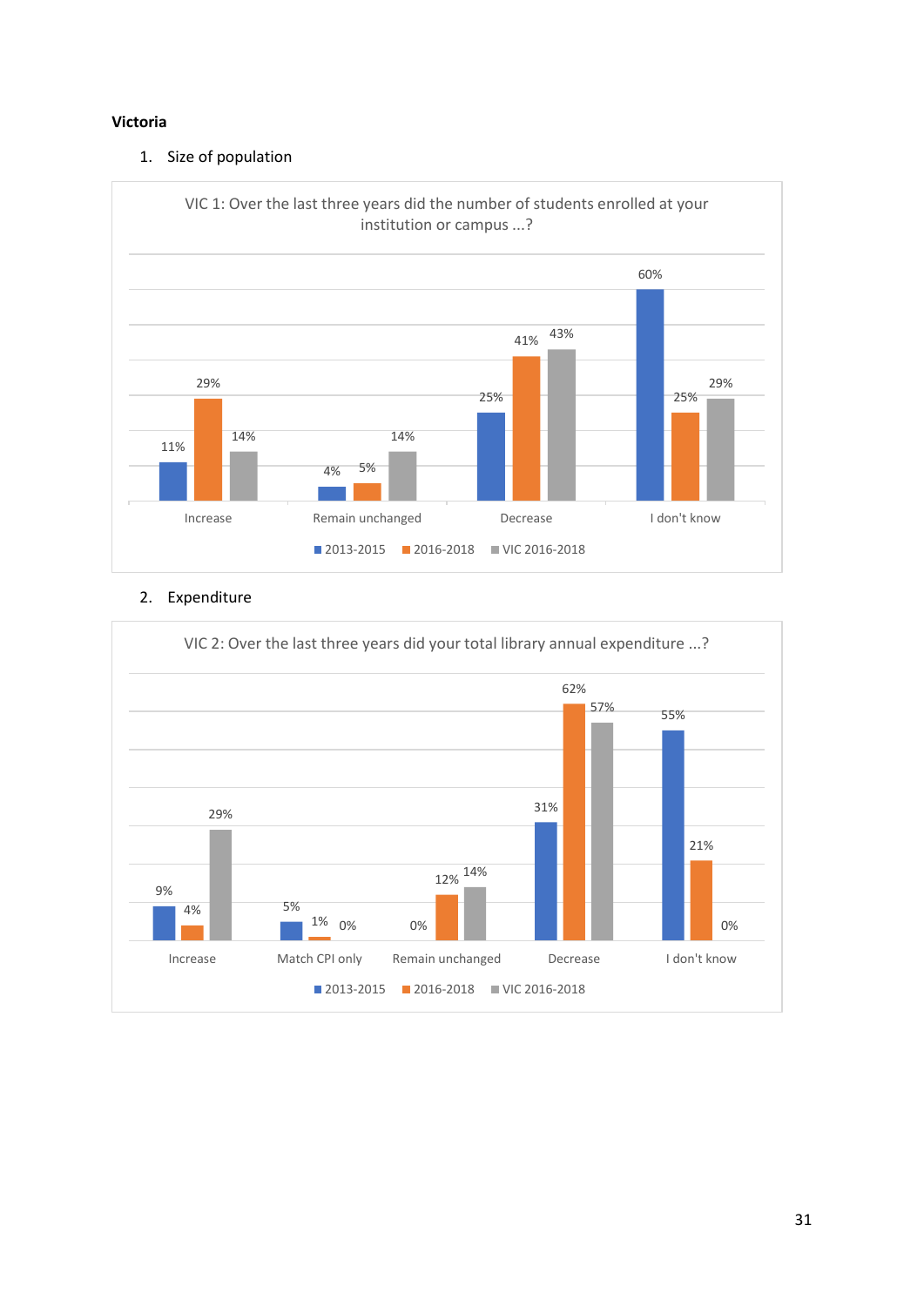**Victoria**

1. Size of population

VIC 1: Over the last three years did the number of students enrolled at your institution or campus ...?

| | 2013-2015 | 2016-2018 | VIC 2016-2018 |
|---|---|---|---|
| Increase | 11% | 29% | 14% |
| Remain unchanged | 4% | 5% | 14% |
| Decrease | 25% | 41% | 43% |
| I don't know | 60% | 25% | 29% |

2. Expenditure

VIC 2: Over the last three years did your total library annual expenditure ...?

| | 2013-2015 | 2016-2018 | VIC 2016-2018 |
|---|---|---|---|
| Increase | 9% | 4% | 29% |
| Match CPI only | 5% | 1% | 0% |
| Remain unchanged | 0% | 12% | 14% |
| Decrease | 31% | 62% | 57% |
| I don't know | 55% | 21% | 0% |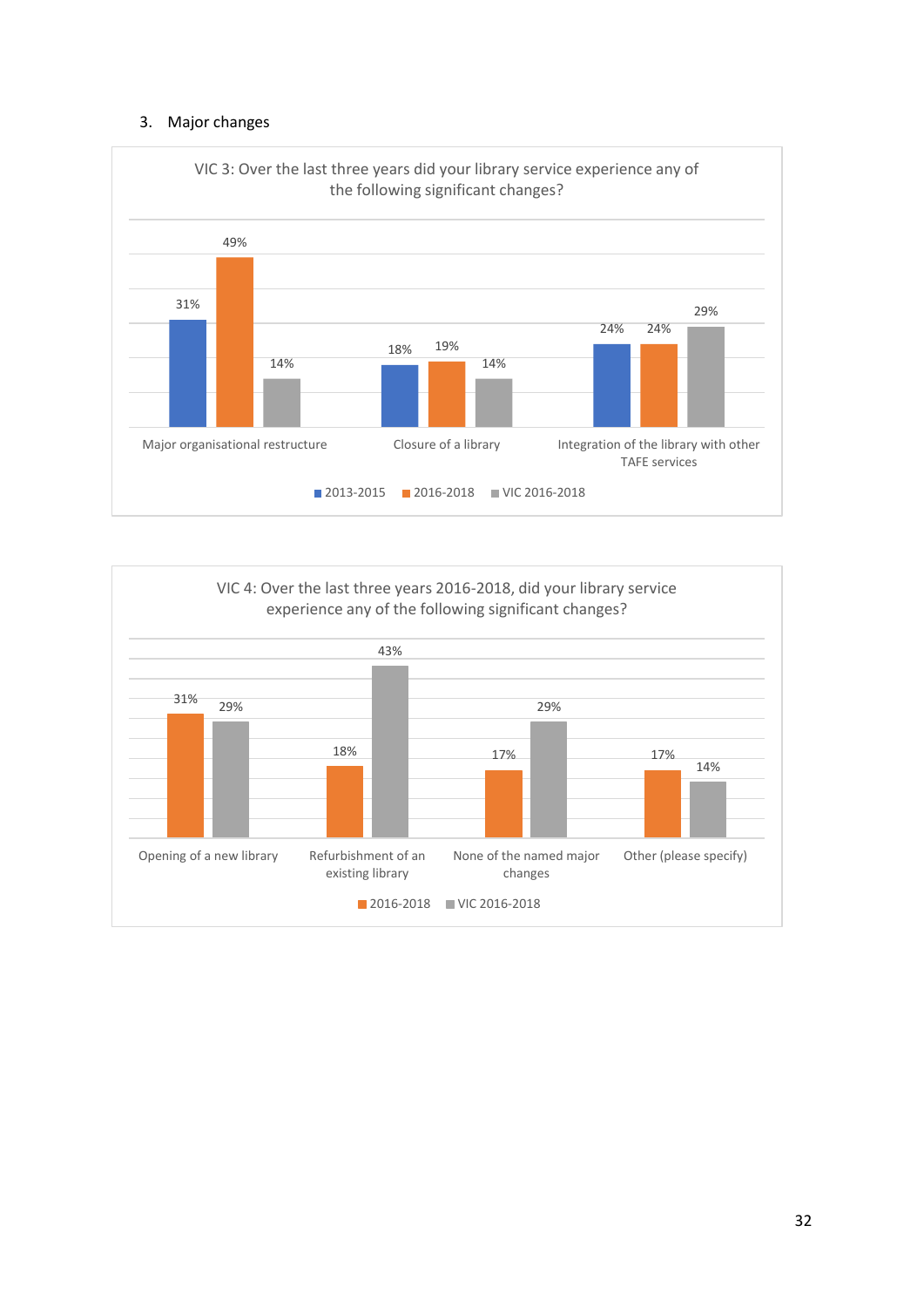3. Major changes

VIC 3: Over the last three years did your library service experience any of the following significant changes?

| | 2013-2015 | 2016-2018 | VIC 2016-2018 |
|---|---|---|---|
| Major organisational restructure | 31% | 49% | 14% |
| Closure of a library | 18% | 19% | 14% |
| Integration of the library with other TAFE services | 24% | 24% | 29% |

VIC 4: Over the last three years 2016-2018, did your library service experience any of the following significant changes?

| | 2016-2018 | VIC 2016-2018 |
|---|---|---|
| Opening of a new library | 31% | 29% |
| Refurbishment of an existing library | 18% | 43% |
| None of the named major changes | 17% | 29% |
| Other (please specify) | 17% | 14% |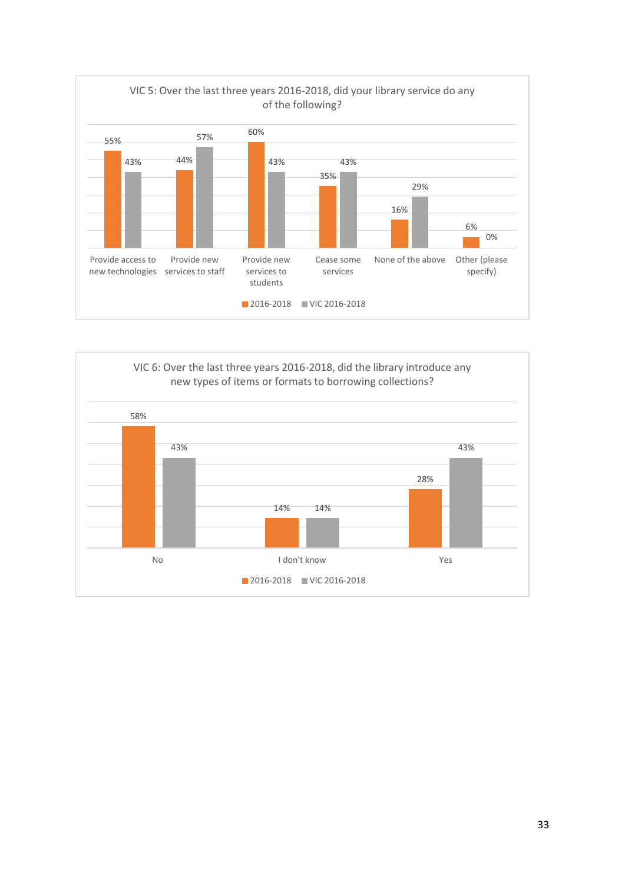**VIC 5: Over the last three years 2016-2018, did your library service do any of the following?**

| | 2016-2018 | VIC 2016-2018 |
|---|---|---|
| Provide access to new technologies | 55% | 43% |
| Provide new services to staff | 44% | 57% |
| Provide new services to students | 60% | 43% |
| Cease some services | 35% | 43% |
| None of the above | 16% | 29% |
| Other (please specify) | 6% | 0% |

**VIC 6: Over the last three years 2016-2018, did the library introduce any new types of items or formats to borrowing collections?**

| | 2016-2018 | VIC 2016-2018 |
|---|---|---|
| No | 58% | 43% |
| I don't know | 14% | 14% |
| Yes | 28% | 43% |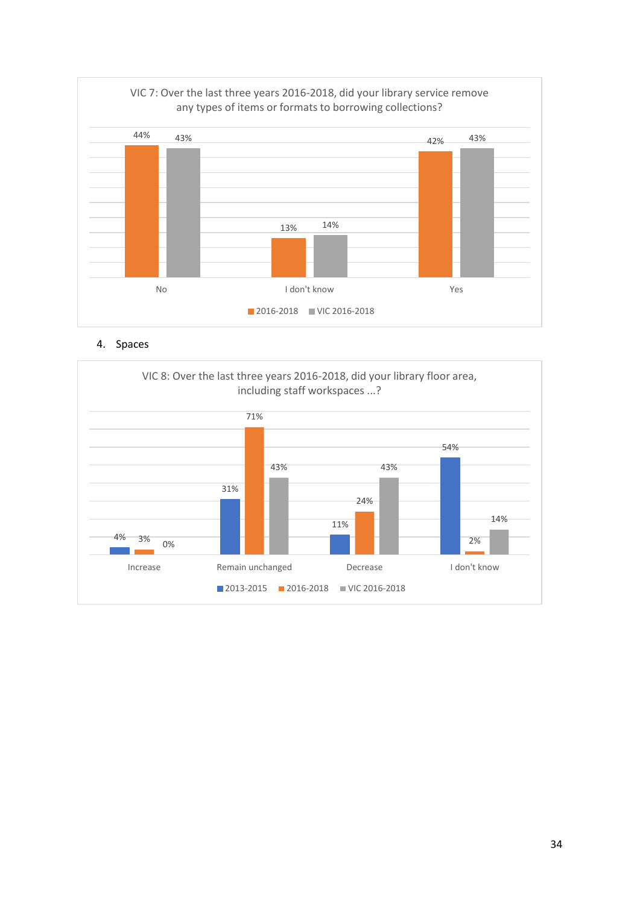**VIC 7: Over the last three years 2016-2018, did your library service remove any types of items or formats to borrowing collections?**

| | 2016-2018 | VIC 2016-2018 |
|---|---|---|
| No | 44% | 43% |
| I don't know | 13% | 14% |
| Yes | 42% | 43% |

4. Spaces

**VIC 8: Over the last three years 2016-2018, did your library floor area, including staff workspaces ...?**

| | 2013-2015 | 2016-2018 | VIC 2016-2018 |
|---|---|---|---|
| Increase | 4% | 3% | 0% |
| Remain unchanged | 31% | 71% | 43% |
| Decrease | 11% | 24% | 43% |
| I don't know | 54% | 2% | 14% |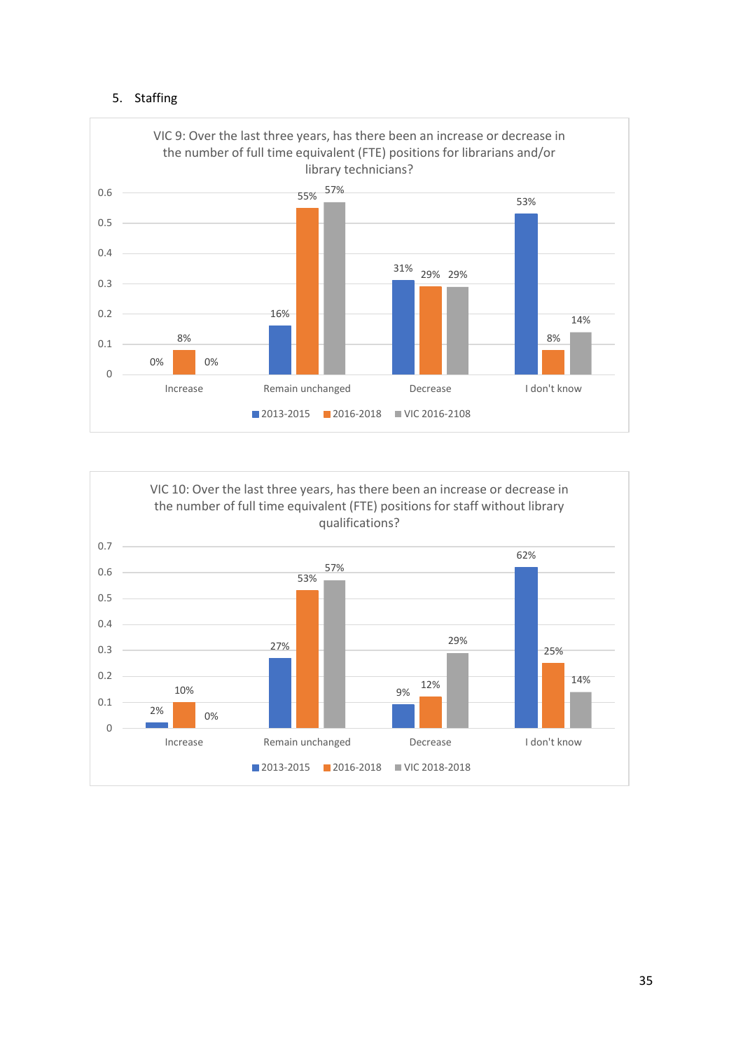5. Staffing

VIC 9: Over the last three years, has there been an increase or decrease in the number of full time equivalent (FTE) positions for librarians and/or library technicians?

| | 2013-2015 | 2016-2018 | VIC 2016-2108 |
|---|---|---|---|
| Increase | 0% | 8% | 0% |
| Remain unchanged | 16% | 55% | 57% |
| Decrease | 31% | 29% | 29% |
| I don't know | 53% | 8% | 14% |

VIC 10: Over the last three years, has there been an increase or decrease in the number of full time equivalent (FTE) positions for staff without library qualifications?

| | 2013-2015 | 2016-2018 | VIC 2018-2018 |
|---|---|---|---|
| Increase | 2% | 10% | 0% |
| Remain unchanged | 27% | 53% | 57% |
| Decrease | 9% | 12% | 29% |
| I don't know | 62% | 25% | 14% |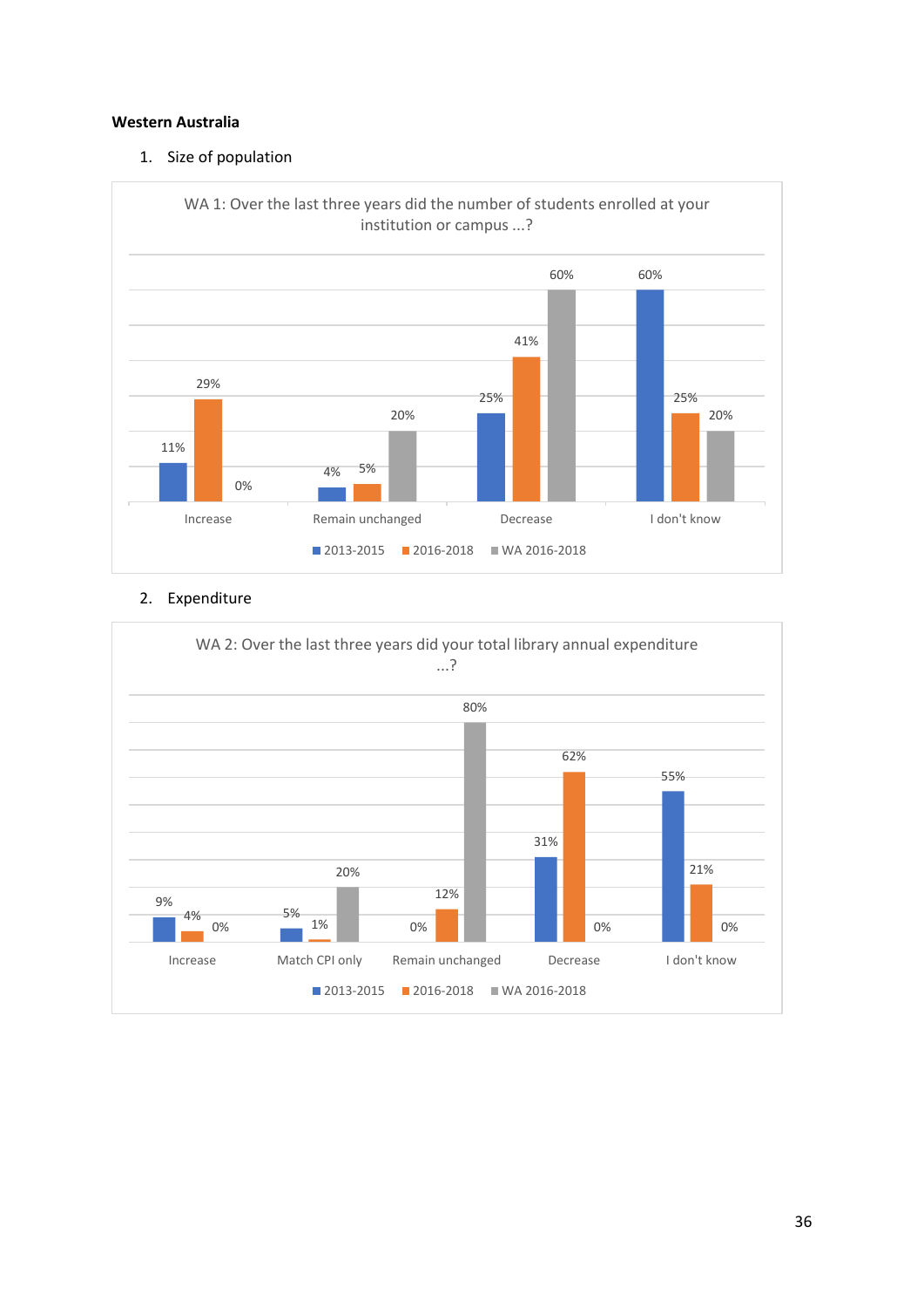**Western Australia**

1. Size of population

WA 1: Over the last three years did the number of students enrolled at your institution or campus ...?

| | 2013-2015 | 2016-2018 | WA 2016-2018 |
|---|---|---|---|
| Increase | 11% | 29% | 0% |
| Remain unchanged | 4% | 5% | 20% |
| Decrease | 25% | 41% | 60% |
| I don't know | 60% | 25% | 20% |

2. Expenditure

WA 2: Over the last three years did your total library annual expenditure ...?

| | 2013-2015 | 2016-2018 | WA 2016-2018 |
|---|---|---|---|
| Increase | 9% | 4% | 0% |
| Match CPI only | 5% | 1% | 20% |
| Remain unchanged | 0% | 12% | 80% |
| Decrease | 31% | 62% | 0% |
| I don't know | 55% | 21% | 0% |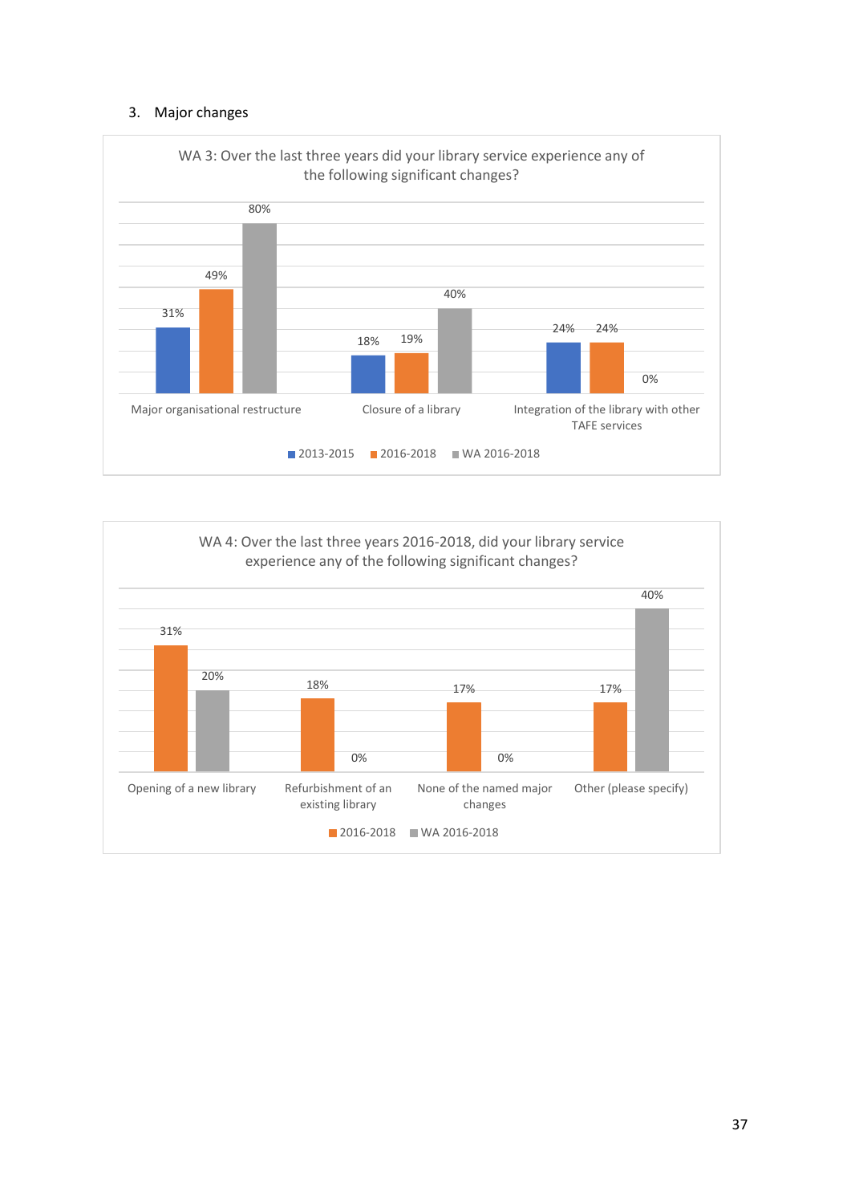3. Major changes

WA 3: Over the last three years did your library service experience any of the following significant changes?

| | 2013-2015 | 2016-2018 | WA 2016-2018 |
|---|---|---|---|
| Major organisational restructure | 31% | 49% | 80% |
| Closure of a library | 18% | 19% | 40% |
| Integration of the library with other TAFE services | 24% | 24% | 0% |

WA 4: Over the last three years 2016-2018, did your library service experience any of the following significant changes?

| | 2016-2018 | WA 2016-2018 |
|---|---|---|
| Opening of a new library | 31% | 20% |
| Refurbishment of an existing library | 18% | 0% |
| None of the named major changes | 17% | 0% |
| Other (please specify) | 17% | 40% |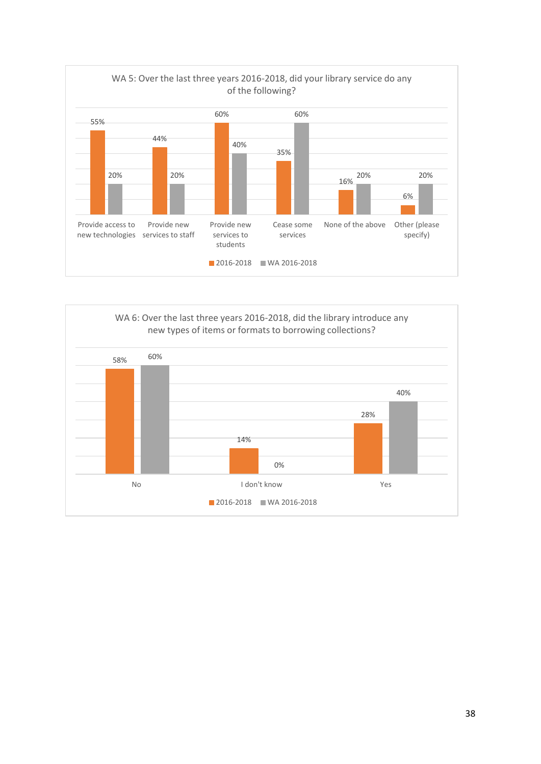**WA 5: Over the last three years 2016-2018, did your library service do any of the following?**

| | 2016-2018 | WA 2016-2018 |
|---|---|---|
| Provide access to new technologies | 55% | 20% |
| Provide new services to staff | 44% | 20% |
| Provide new services to students | 60% | 40% |
| Cease some services | 35% | 60% |
| None of the above | 16% | 20% |
| Other (please specify) | 6% | 20% |

**WA 6: Over the last three years 2016-2018, did the library introduce any new types of items or formats to borrowing collections?**

| | 2016-2018 | WA 2016-2018 |
|---|---|---|
| No | 58% | 60% |
| I don't know | 14% | 0% |
| Yes | 28% | 40% |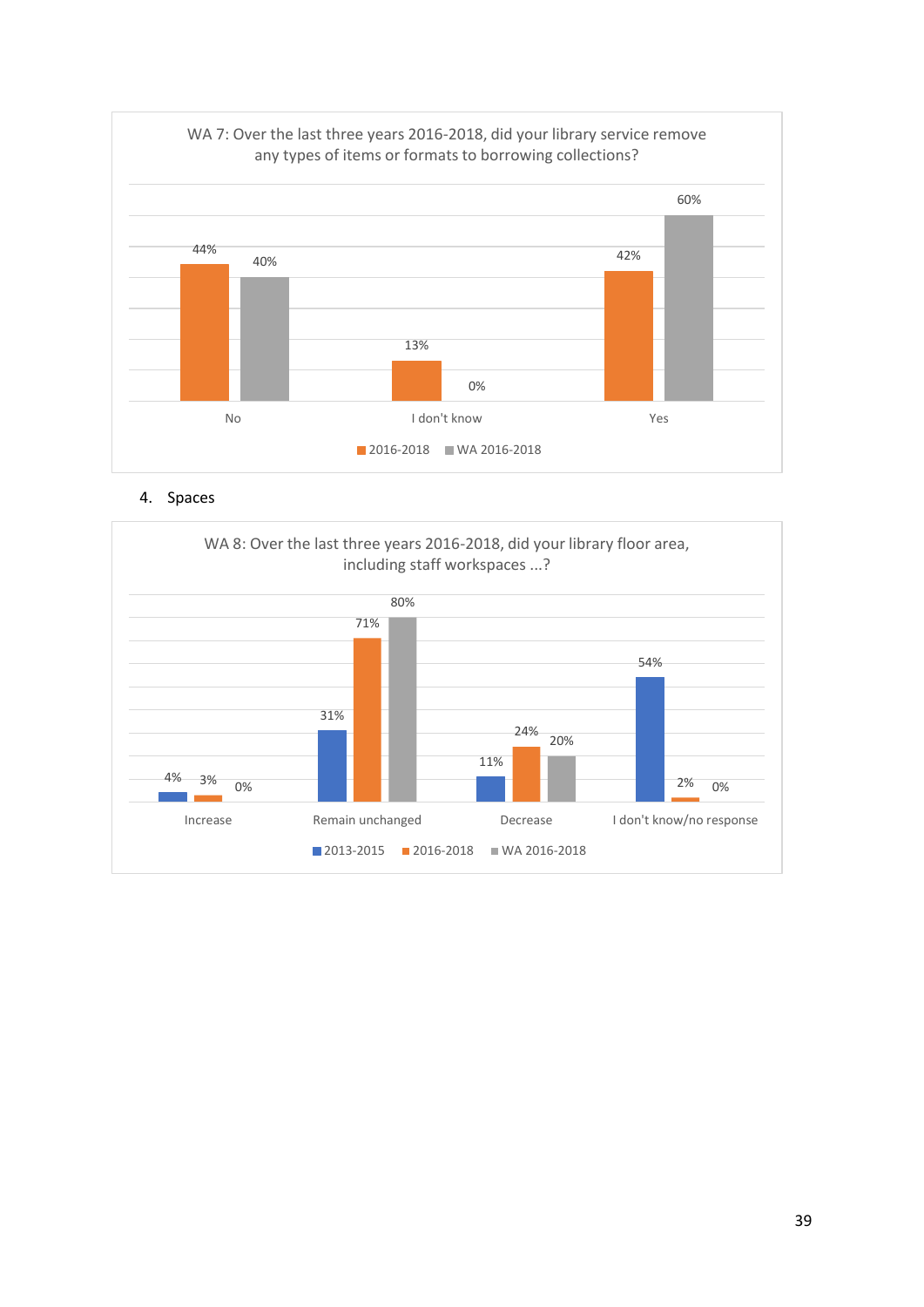WA 7: Over the last three years 2016-2018, did your library service remove any types of items or formats to borrowing collections?

| | 2016-2018 | WA 2016-2018 |
|---|---|---|
| No | 44% | 40% |
| I don't know | 13% | 0% |
| Yes | 42% | 60% |

4. Spaces

WA 8: Over the last three years 2016-2018, did your library floor area, including staff workspaces ...?

| | 2013-2015 | 2016-2018 | WA 2016-2018 |
|---|---|---|---|
| Increase | 4% | 3% | 0% |
| Remain unchanged | 31% | 71% | 80% |
| Decrease | 11% | 24% | 20% |
| I don't know/no response | 54% | 2% | 0% |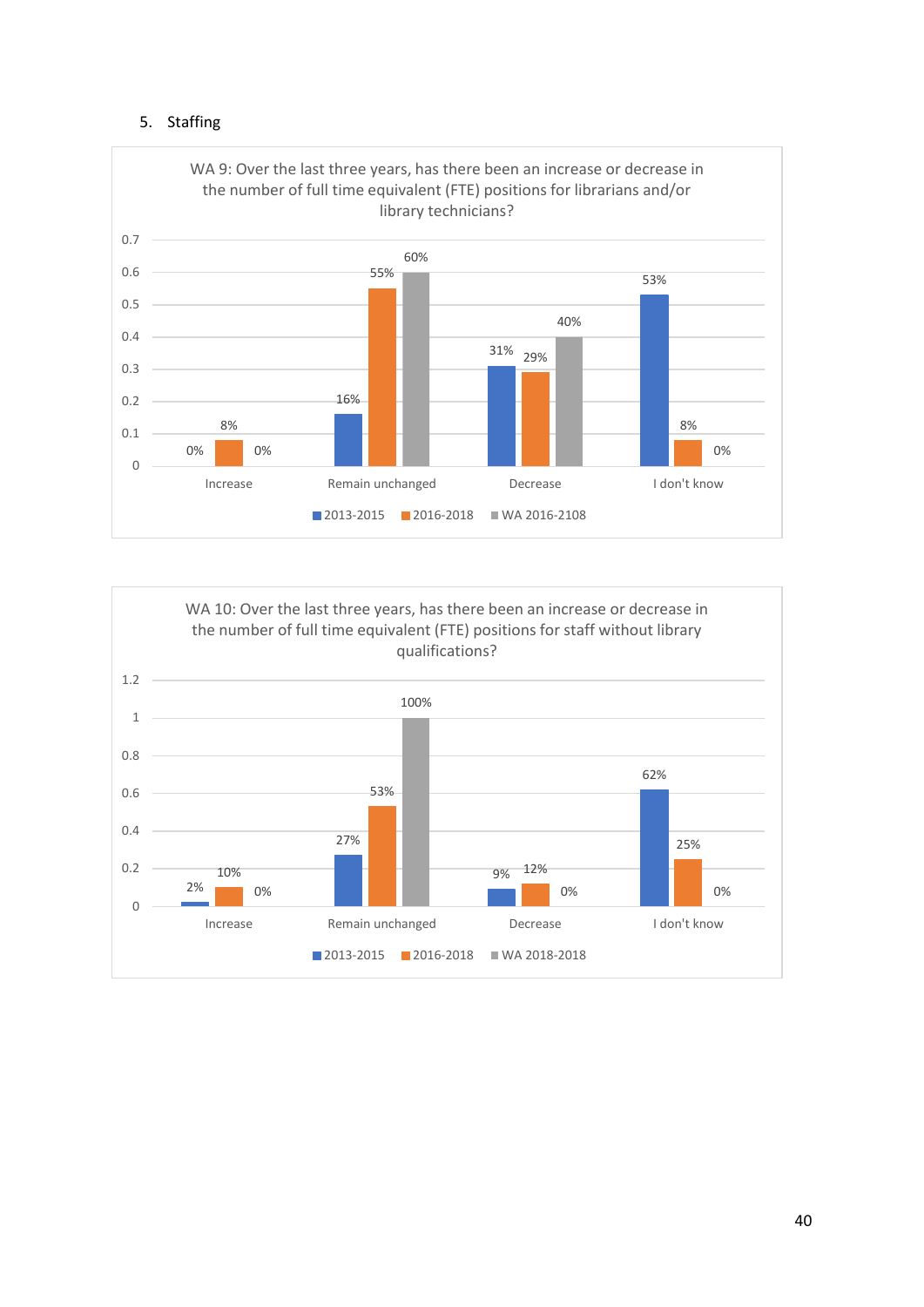5. Staffing

WA 9: Over the last three years, has there been an increase or decrease in the number of full time equivalent (FTE) positions for librarians and/or library technicians?

0.7
0.6
0.5
0.4
0.3
0.2
0.1
0

Increase: 0%, 8%, 0%
Remain unchanged: 16%, 55%, 60%
Decrease: 31%, 29%, 40%
I don't know: 53%, 8%, 0%

2013-2015 | 2016-2018 | WA 2016-2108

WA 10: Over the last three years, has there been an increase or decrease in the number of full time equivalent (FTE) positions for staff without library qualifications?

1.2
1
0.8
0.6
0.4
0.2
0

Increase: 2%, 10%, 0%
Remain unchanged: 27%, 53%, 100%
Decrease: 9%, 12%, 0%
I don't know: 62%, 25%, 0%

2013-2015 | 2016-2018 | WA 2018-2018